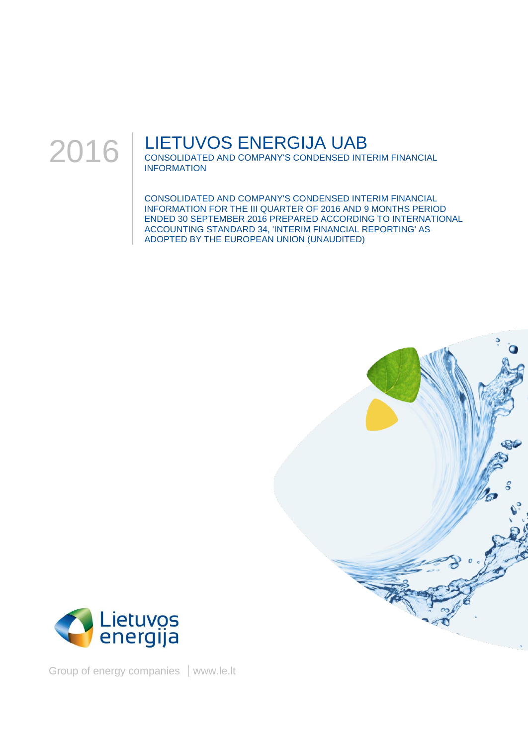2016

# LIETUVOS ENERGIJA UAB

CONSOLIDATED AND COMPANY'S CONDENSED INTERIM FINANCIAL INFORMATION

CONSOLIDATED AND COMPANY'S CONDENSED INTERIM FINANCIAL INFORMATION FOR THE III QUARTER OF 2016 AND 9 MONTHS PERIOD ENDED 30 SEPTEMBER 2016 PREPARED ACCORDING TO INTERNATIONAL ACCOUNTING STANDARD 34, 'INTERIM FINANCIAL REPORTING' AS ADOPTED BY THE EUROPEAN UNION (UNAUDITED)

Lietuvos energija

Group of energy companies | www.le.lt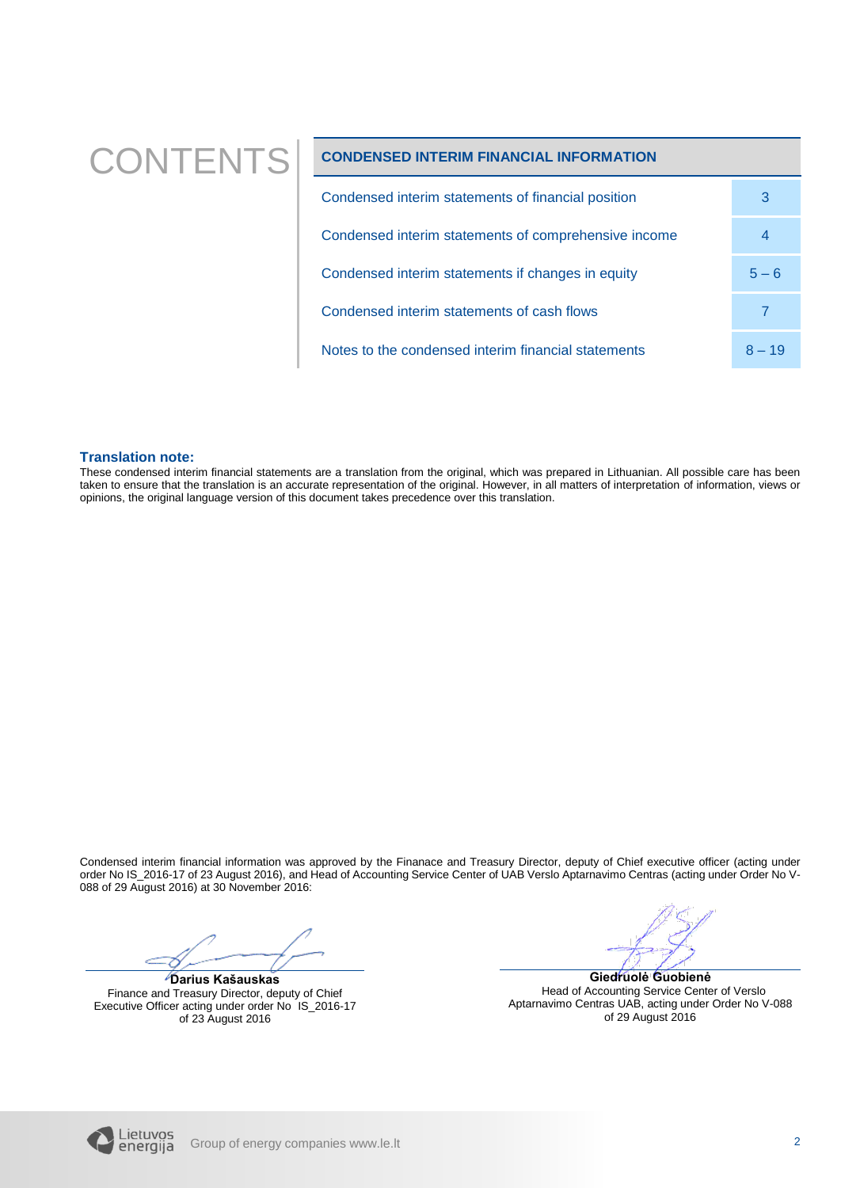# CONTENTS

| CONDENSED INTERIM FINANCIAL INFORMATION | |
|---|---|
| Condensed interim statements of financial position | 3 |
| Condensed interim statements of comprehensive income | 4 |
| Condensed interim statements if changes in equity | 5 – 6 |
| Condensed interim statements of cash flows | 7 |
| Notes to the condensed interim financial statements | 8 – 19 |

**Translation note:**

These condensed interim financial statements are a translation from the original, which was prepared in Lithuanian. All possible care has been taken to ensure that the translation is an accurate representation of the original. However, in all matters of interpretation of information, views or opinions, the original language version of this document takes precedence over this translation.

Condensed interim financial information was approved by the Finanace and Treasury Director, deputy of Chief executive officer (acting under order No IS_2016-17 of 23 August 2016), and Head of Accounting Service Center of UAB Verslo Aptarnavimo Centras (acting under Order No V-088 of 29 August 2016) at 30 November 2016:

**Darius Kašauskas**
Finance and Treasury Director, deputy of Chief Executive Officer acting under order No IS_2016-17 of 23 August 2016

**Giedruolė Guobienė**
Head of Accounting Service Center of Verslo Aptarnavimo Centras UAB, acting under Order No V-088 of 29 August 2016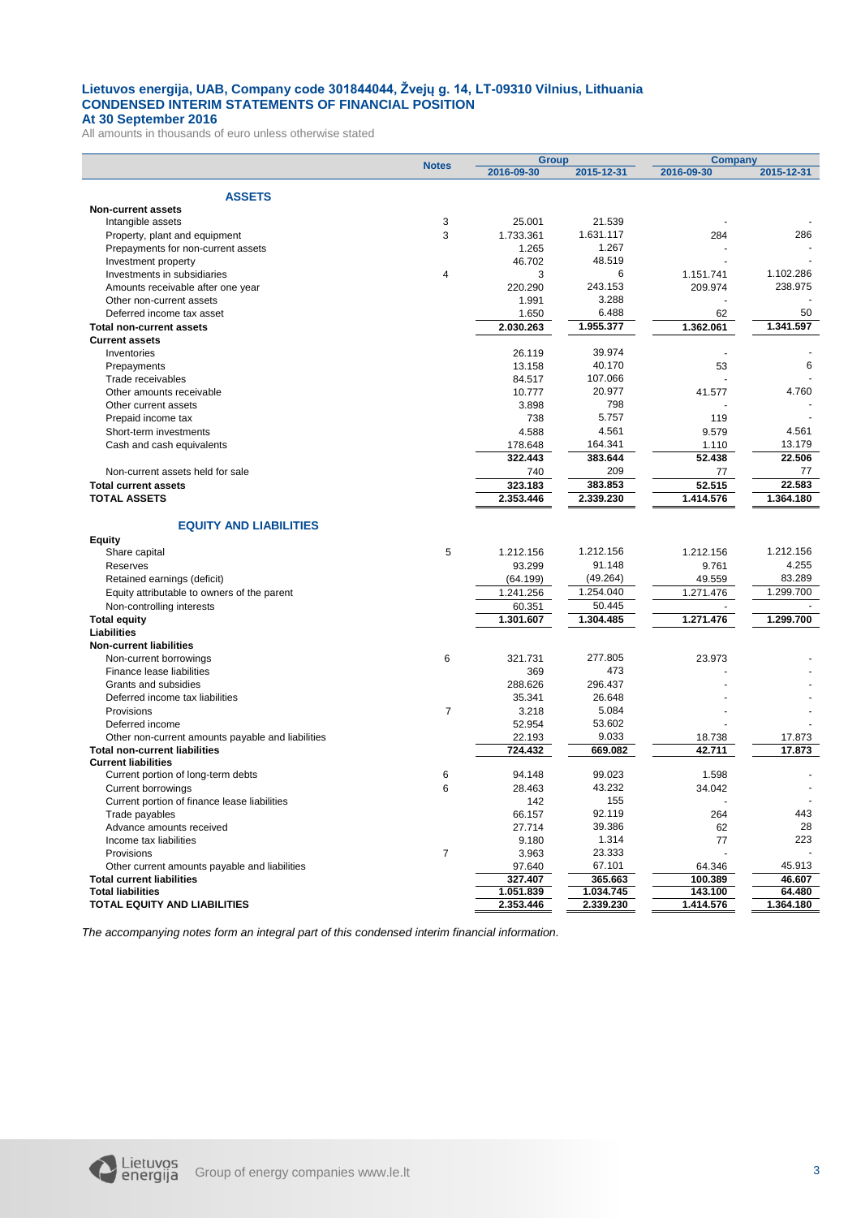**Lietuvos energija, UAB, Company code 301844044, Žvejų g. 14, LT-09310 Vilnius, Lithuania**
**CONDENSED INTERIM STATEMENTS OF FINANCIAL POSITION**
**At 30 September 2016**

All amounts in thousands of euro unless otherwise stated

| | Notes | Group | | Company | |
|---|---|---|---|---|---|
| | | 2016-09-30 | 2015-12-31 | 2016-09-30 | 2015-12-31 |
| **ASSETS** | | | | | |
| **Non-current assets** | | | | | |
| Intangible assets | 3 | 25.001 | 21.539 | - | - |
| Property, plant and equipment | 3 | 1.733.361 | 1.631.117 | 284 | 286 |
| Prepayments for non-current assets | | 1.265 | 1.267 | - | - |
| Investment property | | 46.702 | 48.519 | - | - |
| Investments in subsidiaries | 4 | 3 | 6 | 1.151.741 | 1.102.286 |
| Amounts receivable after one year | | 220.290 | 243.153 | 209.974 | 238.975 |
| Other non-current assets | | 1.991 | 3.288 | - | - |
| Deferred income tax asset | | 1.650 | 6.488 | 62 | 50 |
| **Total non-current assets** | | **2.030.263** | **1.955.377** | **1.362.061** | **1.341.597** |
| **Current assets** | | | | | |
| Inventories | | 26.119 | 39.974 | - | - |
| Prepayments | | 13.158 | 40.170 | 53 | 6 |
| Trade receivables | | 84.517 | 107.066 | - | - |
| Other amounts receivable | | 10.777 | 20.977 | 41.577 | 4.760 |
| Other current assets | | 3.898 | 798 | - | - |
| Prepaid income tax | | 738 | 5.757 | 119 | - |
| Short-term investments | | 4.588 | 4.561 | 9.579 | 4.561 |
| Cash and cash equivalents | | 178.648 | 164.341 | 1.110 | 13.179 |
| | | **322.443** | **383.644** | **52.438** | **22.506** |
| Non-current assets held for sale | | 740 | 209 | 77 | 77 |
| **Total current assets** | | **323.183** | **383.853** | **52.515** | **22.583** |
| **TOTAL ASSETS** | | **2.353.446** | **2.339.230** | **1.414.576** | **1.364.180** |
| **EQUITY AND LIABILITIES** | | | | | |
| **Equity** | | | | | |
| Share capital | 5 | 1.212.156 | 1.212.156 | 1.212.156 | 1.212.156 |
| Reserves | | 93.299 | 91.148 | 9.761 | 4.255 |
| Retained earnings (deficit) | | (64.199) | (49.264) | 49.559 | 83.289 |
| Equity attributable to owners of the parent | | 1.241.256 | 1.254.040 | 1.271.476 | 1.299.700 |
| Non-controlling interests | | 60.351 | 50.445 | - | - |
| **Total equity** | | **1.301.607** | **1.304.485** | **1.271.476** | **1.299.700** |
| **Liabilities** | | | | | |
| **Non-current liabilities** | | | | | |
| Non-current borrowings | 6 | 321.731 | 277.805 | 23.973 | - |
| Finance lease liabilities | | 369 | 473 | - | - |
| Grants and subsidies | | 288.626 | 296.437 | - | - |
| Deferred income tax liabilities | | 35.341 | 26.648 | - | - |
| Provisions | 7 | 3.218 | 5.084 | - | - |
| Deferred income | | 52.954 | 53.602 | - | - |
| Other non-current amounts payable and liabilities | | 22.193 | 9.033 | 18.738 | 17.873 |
| **Total non-current liabilities** | | **724.432** | **669.082** | **42.711** | **17.873** |
| **Current liabilities** | | | | | |
| Current portion of long-term debts | 6 | 94.148 | 99.023 | 1.598 | - |
| Current borrowings | 6 | 28.463 | 43.232 | 34.042 | - |
| Current portion of finance lease liabilities | | 142 | 155 | - | - |
| Trade payables | | 66.157 | 92.119 | 264 | 443 |
| Advance amounts received | | 27.714 | 39.386 | 62 | 28 |
| Income tax liabilities | | 9.180 | 1.314 | 77 | 223 |
| Provisions | 7 | 3.963 | 23.333 | - | - |
| Other current amounts payable and liabilities | | 97.640 | 67.101 | 64.346 | 45.913 |
| **Total current liabilities** | | **327.407** | **365.663** | **100.389** | **46.607** |
| **Total liabilities** | | **1.051.839** | **1.034.745** | **143.100** | **64.480** |
| **TOTAL EQUITY AND LIABILITIES** | | **2.353.446** | **2.339.230** | **1.414.576** | **1.364.180** |

*The accompanying notes form an integral part of this condensed interim financial information.*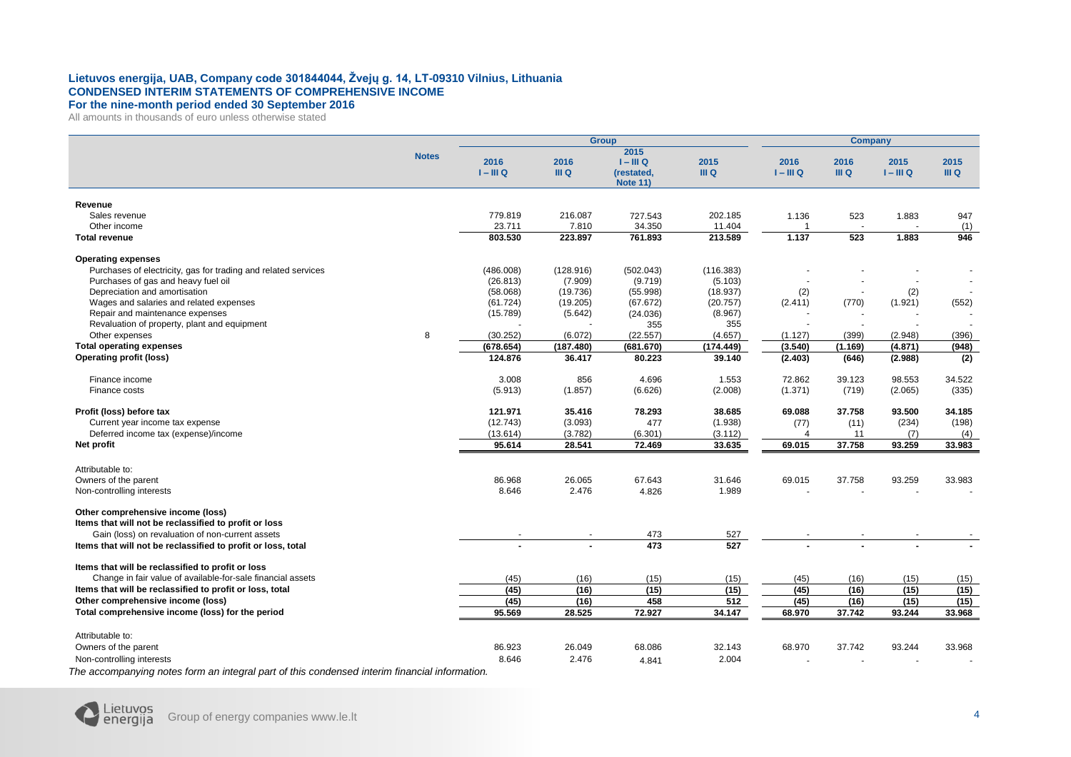**Lietuvos energija, UAB, Company code 301844044, Žvejų g. 14, LT-09310 Vilnius, Lithuania**
**CONDENSED INTERIM STATEMENTS OF COMPREHENSIVE INCOME**
**For the nine-month period ended 30 September 2016**
All amounts in thousands of euro unless otherwise stated

| | Notes | Group | | | | Company | | | |
|---|---|---|---|---|---|---|---|---|---|
| | | 2016 I – III Q | 2016 III Q | 2015 I – III Q (restated, Note 11) | 2015 III Q | 2016 I – III Q | 2016 III Q | 2015 I – III Q | 2015 III Q |
| **Revenue** | | | | | | | | | |
| Sales revenue | | 779.819 | 216.087 | 727.543 | 202.185 | 1.136 | 523 | 1.883 | 947 |
| Other income | | 23.711 | 7.810 | 34.350 | 11.404 | 1 | - | - | (1) |
| **Total revenue** | | **803.530** | **223.897** | **761.893** | **213.589** | **1.137** | **523** | **1.883** | **946** |
| **Operating expenses** | | | | | | | | | |
| Purchases of electricity, gas for trading and related services | | (486.008) | (128.916) | (502.043) | (116.383) | - | - | - | - |
| Purchases of gas and heavy fuel oil | | (26.813) | (7.909) | (9.719) | (5.103) | - | - | - | - |
| Depreciation and amortisation | | (58.068) | (19.736) | (55.998) | (18.937) | (2) | - | (2) | - |
| Wages and salaries and related expenses | | (61.724) | (19.205) | (67.672) | (20.757) | (2.411) | (770) | (1.921) | (552) |
| Repair and maintenance expenses | | (15.789) | (5.642) | (24.036) | (8.967) | - | - | - | - |
| Revaluation of property, plant and equipment | | - | - | 355 | 355 | - | - | - | - |
| Other expenses | 8 | (30.252) | (6.072) | (22.557) | (4.657) | (1.127) | (399) | (2.948) | (396) |
| **Total operating expenses** | | **(678.654)** | **(187.480)** | **(681.670)** | **(174.449)** | **(3.540)** | **(1.169)** | **(4.871)** | **(948)** |
| **Operating profit (loss)** | | **124.876** | **36.417** | **80.223** | **39.140** | **(2.403)** | **(646)** | **(2.988)** | **(2)** |
| Finance income | | 3.008 | 856 | 4.696 | 1.553 | 72.862 | 39.123 | 98.553 | 34.522 |
| Finance costs | | (5.913) | (1.857) | (6.626) | (2.008) | (1.371) | (719) | (2.065) | (335) |
| **Profit (loss) before tax** | | **121.971** | **35.416** | **78.293** | **38.685** | **69.088** | **37.758** | **93.500** | **34.185** |
| Current year income tax expense | | (12.743) | (3.093) | 477 | (1.938) | (77) | (11) | (234) | (198) |
| Deferred income tax (expense)/income | | (13.614) | (3.782) | (6.301) | (3.112) | 4 | 11 | (7) | (4) |
| **Net profit** | | **95.614** | **28.541** | **72.469** | **33.635** | **69.015** | **37.758** | **93.259** | **33.983** |
| Attributable to: | | | | | | | | | |
| Owners of the parent | | 86.968 | 26.065 | 67.643 | 31.646 | 69.015 | 37.758 | 93.259 | 33.983 |
| Non-controlling interests | | 8.646 | 2.476 | 4.826 | 1.989 | - | - | - | - |
| **Other comprehensive income (loss)** | | | | | | | | | |
| **Items that will not be reclassified to profit or loss** | | | | | | | | | |
| Gain (loss) on revaluation of non-current assets | | - | - | 473 | 527 | - | - | - | - |
| **Items that will not be reclassified to profit or loss, total** | | **-** | **-** | **473** | **527** | **-** | **-** | **-** | **-** |
| **Items that will be reclassified to profit or loss** | | | | | | | | | |
| Change in fair value of available-for-sale financial assets | | (45) | (16) | (15) | (15) | (45) | (16) | (15) | (15) |
| **Items that will be reclassified to profit or loss, total** | | **(45)** | **(16)** | **(15)** | **(15)** | **(45)** | **(16)** | **(15)** | **(15)** |
| **Other comprehensive income (loss)** | | **(45)** | **(16)** | **458** | **512** | **(45)** | **(16)** | **(15)** | **(15)** |
| **Total comprehensive income (loss) for the period** | | **95.569** | **28.525** | **72.927** | **34.147** | **68.970** | **37.742** | **93.244** | **33.968** |
| Attributable to: | | | | | | | | | |
| Owners of the parent | | 86.923 | 26.049 | 68.086 | 32.143 | 68.970 | 37.742 | 93.244 | 33.968 |
| Non-controlling interests | | 8.646 | 2.476 | 4.841 | 2.004 | - | - | - | - |

*The accompanying notes form an integral part of this condensed interim financial information.*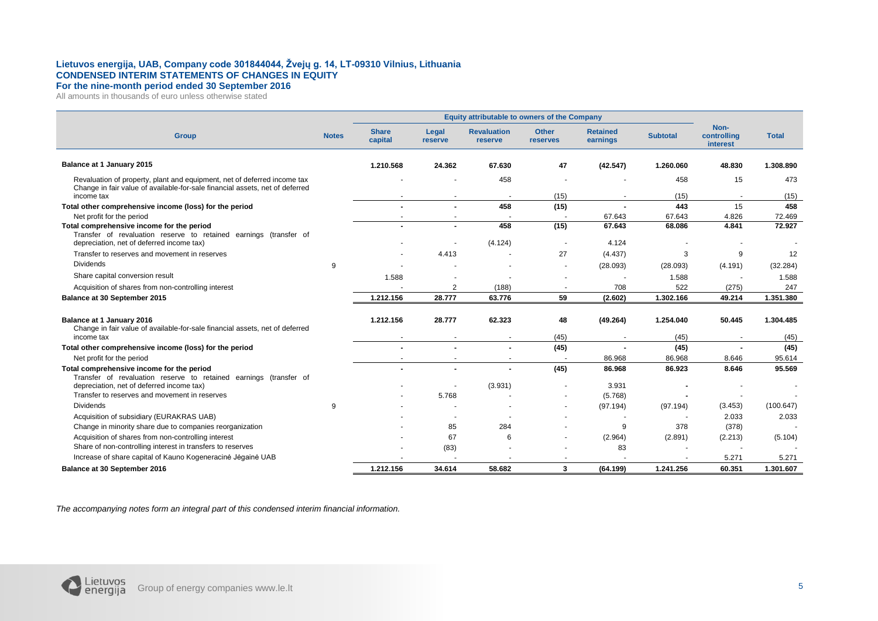**Lietuvos energija, UAB, Company code 301844044, Žvejų g. 14, LT-09310 Vilnius, Lithuania**
**CONDENSED INTERIM STATEMENTS OF CHANGES IN EQUITY**
**For the nine-month period ended 30 September 2016**
All amounts in thousands of euro unless otherwise stated

| | | Equity attributable to owners of the Company | | | | | | | |
|---|---|---|---|---|---|---|---|---|---|
| **Group** | **Notes** | **Share capital** | **Legal reserve** | **Revaluation reserve** | **Other reserves** | **Retained earnings** | **Subtotal** | **Non-controlling interest** | **Total** |
| **Balance at 1 January 2015** | | **1.210.568** | **24.362** | **67.630** | **47** | **(42.547)** | **1.260.060** | **48.830** | **1.308.890** |
| Revaluation of property, plant and equipment, net of deferred income tax | | - | - | 458 | - | - | 458 | 15 | 473 |
| Change in fair value of available-for-sale financial assets, net of deferred income tax | | - | - | - | (15) | - | (15) | - | (15) |
| **Total other comprehensive income (loss) for the period** | | **-** | **-** | **458** | **(15)** | **-** | **443** | **15** | **458** |
| Net profit for the period | | - | - | - | - | 67.643 | 67.643 | 4.826 | 72.469 |
| **Total comprehensive income for the period** | | **-** | **-** | **458** | **(15)** | **67.643** | **68.086** | **4.841** | **72.927** |
| Transfer of revaluation reserve to retained earnings (transfer of depreciation, net of deferred income tax) | | - | - | (4.124) | - | 4.124 | - | - | - |
| Transfer to reserves and movement in reserves | | - | 4.413 | - | 27 | (4.437) | 3 | 9 | 12 |
| Dividends | 9 | - | - | - | - | (28.093) | (28.093) | (4.191) | (32.284) |
| Share capital conversion result | | 1.588 | - | - | - | - | 1.588 | - | 1.588 |
| Acquisition of shares from non-controlling interest | | - | 2 | (188) | - | 708 | 522 | (275) | 247 |
| **Balance at 30 September 2015** | | **1.212.156** | **28.777** | **63.776** | **59** | **(2.602)** | **1.302.166** | **49.214** | **1.351.380** |
| | | | | | | | | | |
| **Balance at 1 January 2016** | | **1.212.156** | **28.777** | **62.323** | **48** | **(49.264)** | **1.254.040** | **50.445** | **1.304.485** |
| Change in fair value of available-for-sale financial assets, net of deferred income tax | | - | - | - | (45) | - | (45) | - | (45) |
| **Total other comprehensive income (loss) for the period** | | **-** | **-** | **-** | **(45)** | **-** | **(45)** | **-** | **(45)** |
| Net profit for the period | | - | - | - | - | 86.968 | 86.968 | 8.646 | 95.614 |
| **Total comprehensive income for the period** | | **-** | **-** | **-** | **(45)** | **86.968** | **86.923** | **8.646** | **95.569** |
| Transfer of revaluation reserve to retained earnings (transfer of depreciation, net of deferred income tax) | | - | - | (3.931) | - | 3.931 | **-** | - | - |
| Transfer to reserves and movement in reserves | | - | 5.768 | - | - | (5.768) | **-** | - | - |
| Dividends | 9 | - | - | - | - | (97.194) | (97.194) | (3.453) | (100.647) |
| Acquisition of subsidiary (EURAKRAS UAB) | | - | - | - | - | - | - | 2.033 | 2.033 |
| Change in minority share due to companies reorganization | | - | 85 | 284 | - | 9 | 378 | (378) | - |
| Acquisition of shares from non-controlling interest | | - | 67 | 6 | - | (2.964) | (2.891) | (2.213) | (5.104) |
| Share of non-controlling interest in transfers to reserves | | - | (83) | - | - | 83 | - | - | - |
| Increase of share capital of Kauno Kogeneracinė Jėgainė UAB | | - | - | - | - | - | - | 5.271 | 5.271 |
| **Balance at 30 September 2016** | | **1.212.156** | **34.614** | **58.682** | **3** | **(64.199)** | **1.241.256** | **60.351** | **1.301.607** |

*The accompanying notes form an integral part of this condensed interim financial information.*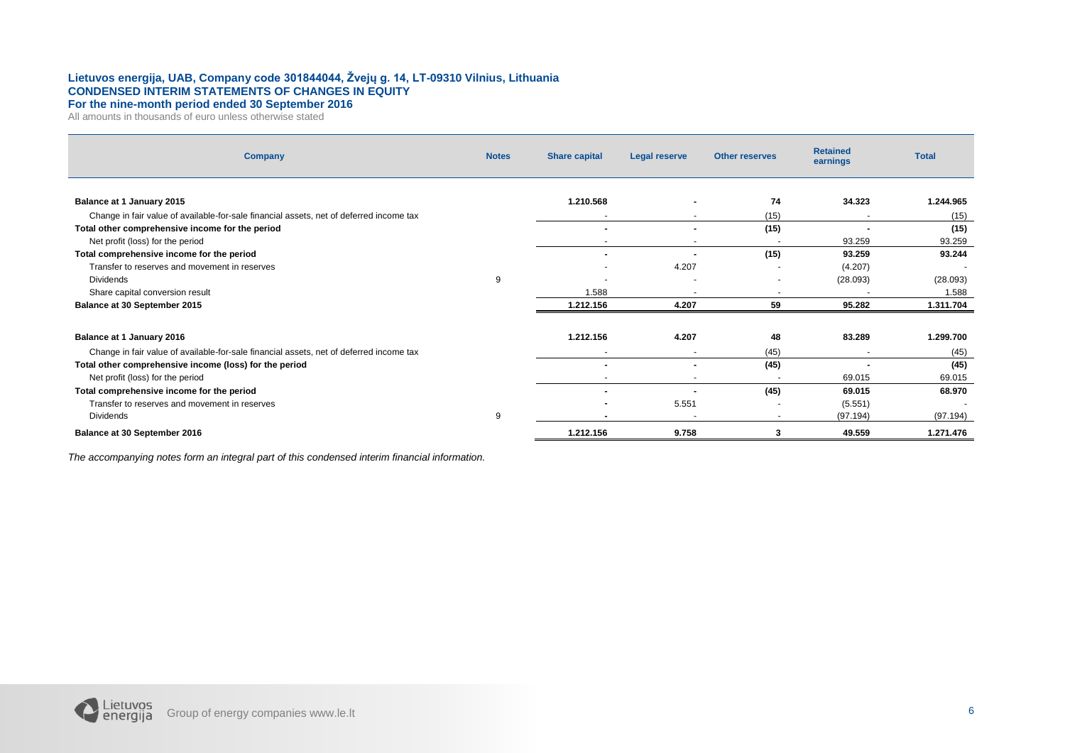**Lietuvos energija, UAB, Company code 301844044, Žvejų g. 14, LT-09310 Vilnius, Lithuania**
**CONDENSED INTERIM STATEMENTS OF CHANGES IN EQUITY**
**For the nine-month period ended 30 September 2016**

All amounts in thousands of euro unless otherwise stated

| Company | Notes | Share capital | Legal reserve | Other reserves | Retained earnings | Total |
|---|---|---|---|---|---|---|
| **Balance at 1 January 2015** | | **1.210.568** | **-** | **74** | **34.323** | **1.244.965** |
| Change in fair value of available-for-sale financial assets, net of deferred income tax | | - | - | (15) | - | (15) |
| **Total other comprehensive income for the period** | | **-** | **-** | **(15)** | **-** | **(15)** |
| Net profit (loss) for the period | | - | - | - | 93.259 | 93.259 |
| **Total comprehensive income for the period** | | **-** | **-** | **(15)** | **93.259** | **93.244** |
| Transfer to reserves and movement in reserves | | - | 4.207 | - | (4.207) | - |
| Dividends | 9 | - | - | - | (28.093) | (28.093) |
| Share capital conversion result | | 1.588 | - | - | - | 1.588 |
| **Balance at 30 September 2015** | | **1.212.156** | **4.207** | **59** | **95.282** | **1.311.704** |
| | | | | | | |
| **Balance at 1 January 2016** | | **1.212.156** | **4.207** | **48** | **83.289** | **1.299.700** |
| Change in fair value of available-for-sale financial assets, net of deferred income tax | | - | - | (45) | - | (45) |
| **Total other comprehensive income (loss) for the period** | | **-** | **-** | **(45)** | **-** | **(45)** |
| Net profit (loss) for the period | | - | - | - | 69.015 | 69.015 |
| **Total comprehensive income for the period** | | **-** | **-** | **(45)** | **69.015** | **68.970** |
| Transfer to reserves and movement in reserves | | - | 5.551 | - | (5.551) | - |
| Dividends | 9 | - | - | - | (97.194) | (97.194) |
| **Balance at 30 September 2016** | | **1.212.156** | **9.758** | **3** | **49.559** | **1.271.476** |

*The accompanying notes form an integral part of this condensed interim financial information.*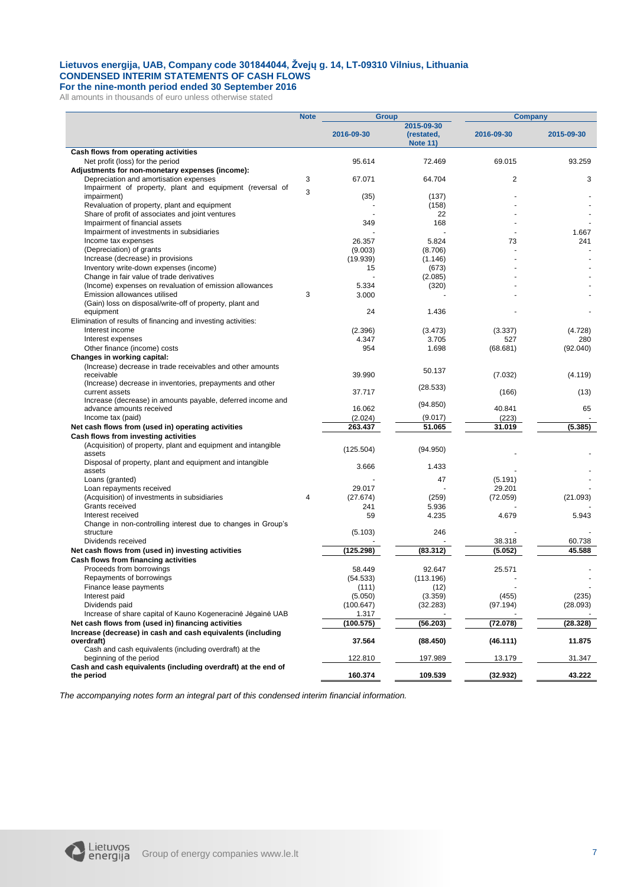**Lietuvos energija, UAB, Company code 301844044, Žvejų g. 14, LT-09310 Vilnius, Lithuania**
**CONDENSED INTERIM STATEMENTS OF CASH FLOWS**
**For the nine-month period ended 30 September 2016**
All amounts in thousands of euro unless otherwise stated

| | Note | Group | | Company | |
|---|---|---|---|---|---|
| | | 2016-09-30 | 2015-09-30 (restated, Note 11) | 2016-09-30 | 2015-09-30 |
| **Cash flows from operating activities** | | | | | |
| Net profit (loss) for the period | | 95.614 | 72.469 | 69.015 | 93.259 |
| **Adjustments for non-monetary expenses (income):** | | | | | |
| Depreciation and amortisation expenses | 3 | 67.071 | 64.704 | 2 | 3 |
| Impairment of property, plant and equipment (reversal of impairment) | 3 | (35) | (137) | - | - |
| Revaluation of property, plant and equipment | | - | (158) | - | - |
| Share of profit of associates and joint ventures | | - | 22 | - | - |
| Impairment of financial assets | | 349 | 168 | - | - |
| Impairment of investments in subsidiaries | | - | - | - | 1.667 |
| Income tax expenses | | 26.357 | 5.824 | 73 | 241 |
| (Depreciation) of grants | | (9.003) | (8.706) | - | - |
| Increase (decrease) in provisions | | (19.939) | (1.146) | - | - |
| Inventory write-down expenses (income) | | 15 | (673) | - | - |
| Change in fair value of trade derivatives | | - | (2.085) | - | - |
| (Income) expenses on revaluation of emission allowances | | 5.334 | (320) | - | - |
| Emission allowances utilised | 3 | 3.000 | - | - | - |
| (Gain) loss on disposal/write-off of property, plant and equipment | | 24 | 1.436 | - | - |
| Elimination of results of financing and investing activities: | | | | | |
| Interest income | | (2.396) | (3.473) | (3.337) | (4.728) |
| Interest expenses | | 4.347 | 3.705 | 527 | 280 |
| Other finance (income) costs | | 954 | 1.698 | (68.681) | (92.040) |
| **Changes in working capital:** | | | | | |
| (Increase) decrease in trade receivables and other amounts receivable | | 39.990 | 50.137 | (7.032) | (4.119) |
| (Increase) decrease in inventories, prepayments and other current assets | | 37.717 | (28.533) | (166) | (13) |
| Increase (decrease) in amounts payable, deferred income and advance amounts received | | 16.062 | (94.850) | 40.841 | 65 |
| Income tax (paid) | | (2.024) | (9.017) | (223) | - |
| **Net cash flows from (used in) operating activities** | | **263.437** | **51.065** | **31.019** | **(5.385)** |
| **Cash flows from investing activities** | | | | | |
| (Acquisition) of property, plant and equipment and intangible assets | | (125.504) | (94.950) | - | - |
| Disposal of property, plant and equipment and intangible assets | | 3.666 | 1.433 | - | - |
| Loans (granted) | | - | 47 | (5.191) | - |
| Loan repayments received | | 29.017 | - | 29.201 | - |
| (Acquisition) of investments in subsidiaries | 4 | (27.674) | (259) | (72.059) | (21.093) |
| Grants received | | 241 | 5.936 | - | - |
| Interest received | | 59 | 4.235 | 4.679 | 5.943 |
| Change in non-controlling interest due to changes in Group's structure | | (5.103) | 246 | - | - |
| Dividends received | | - | - | 38.318 | 60.738 |
| **Net cash flows from (used in) investing activities** | | **(125.298)** | **(83.312)** | **(5.052)** | **45.588** |
| **Cash flows from financing activities** | | | | | |
| Proceeds from borrowings | | 58.449 | 92.647 | 25.571 | - |
| Repayments of borrowings | | (54.533) | (113.196) | - | - |
| Finance lease payments | | (111) | (12) | - | - |
| Interest paid | | (5.050) | (3.359) | (455) | (235) |
| Dividends paid | | (100.647) | (32.283) | (97.194) | (28.093) |
| Increase of share capital of Kauno Kogeneracinė Jėgainė UAB | | 1.317 | - | - | - |
| **Net cash flows from (used in) financing activities** | | **(100.575)** | **(56.203)** | **(72.078)** | **(28.328)** |
| **Increase (decrease) in cash and cash equivalents (including overdraft)** | | **37.564** | **(88.450)** | **(46.111)** | **11.875** |
| Cash and cash equivalents (including overdraft) at the beginning of the period | | 122.810 | 197.989 | 13.179 | 31.347 |
| **Cash and cash equivalents (including overdraft) at the end of the period** | | **160.374** | **109.539** | **(32.932)** | **43.222** |

*The accompanying notes form an integral part of this condensed interim financial information.*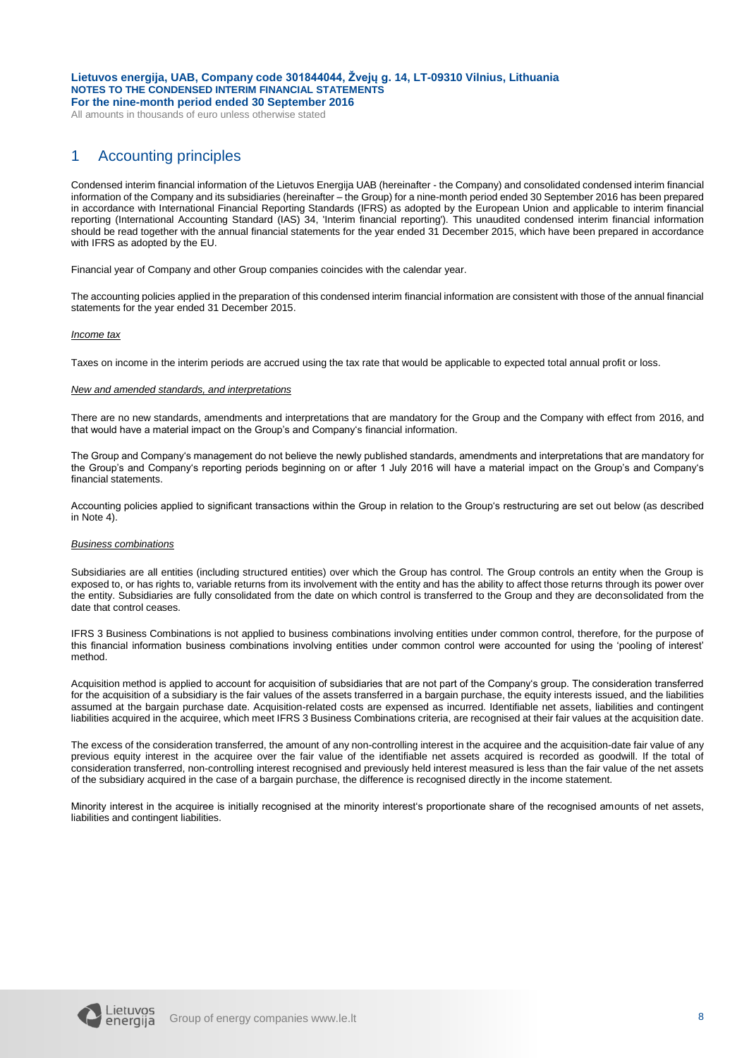# 1 Accounting principles

Condensed interim financial information of the Lietuvos Energija UAB (hereinafter - the Company) and consolidated condensed interim financial information of the Company and its subsidiaries (hereinafter – the Group) for a nine-month period ended 30 September 2016 has been prepared in accordance with International Financial Reporting Standards (IFRS) as adopted by the European Union and applicable to interim financial reporting (International Accounting Standard (IAS) 34, 'Interim financial reporting'). This unaudited condensed interim financial information should be read together with the annual financial statements for the year ended 31 December 2015, which have been prepared in accordance with IFRS as adopted by the EU.

Financial year of Company and other Group companies coincides with the calendar year.

The accounting policies applied in the preparation of this condensed interim financial information are consistent with those of the annual financial statements for the year ended 31 December 2015.

*Income tax*

Taxes on income in the interim periods are accrued using the tax rate that would be applicable to expected total annual profit or loss.

*New and amended standards, and interpretations*

There are no new standards, amendments and interpretations that are mandatory for the Group and the Company with effect from 2016, and that would have a material impact on the Group's and Company's financial information.

The Group and Company's management do not believe the newly published standards, amendments and interpretations that are mandatory for the Group's and Company's reporting periods beginning on or after 1 July 2016 will have a material impact on the Group's and Company's financial statements.

Accounting policies applied to significant transactions within the Group in relation to the Group's restructuring are set out below (as described in Note 4).

*Business combinations*

Subsidiaries are all entities (including structured entities) over which the Group has control. The Group controls an entity when the Group is exposed to, or has rights to, variable returns from its involvement with the entity and has the ability to affect those returns through its power over the entity. Subsidiaries are fully consolidated from the date on which control is transferred to the Group and they are deconsolidated from the date that control ceases.

IFRS 3 Business Combinations is not applied to business combinations involving entities under common control, therefore, for the purpose of this financial information business combinations involving entities under common control were accounted for using the 'pooling of interest' method.

Acquisition method is applied to account for acquisition of subsidiaries that are not part of the Company's group. The consideration transferred for the acquisition of a subsidiary is the fair values of the assets transferred in a bargain purchase, the equity interests issued, and the liabilities assumed at the bargain purchase date. Acquisition-related costs are expensed as incurred. Identifiable net assets, liabilities and contingent liabilities acquired in the acquiree, which meet IFRS 3 Business Combinations criteria, are recognised at their fair values at the acquisition date.

The excess of the consideration transferred, the amount of any non-controlling interest in the acquiree and the acquisition-date fair value of any previous equity interest in the acquiree over the fair value of the identifiable net assets acquired is recorded as goodwill. If the total of consideration transferred, non-controlling interest recognised and previously held interest measured is less than the fair value of the net assets of the subsidiary acquired in the case of a bargain purchase, the difference is recognised directly in the income statement.

Minority interest in the acquiree is initially recognised at the minority interest's proportionate share of the recognised amounts of net assets, liabilities and contingent liabilities.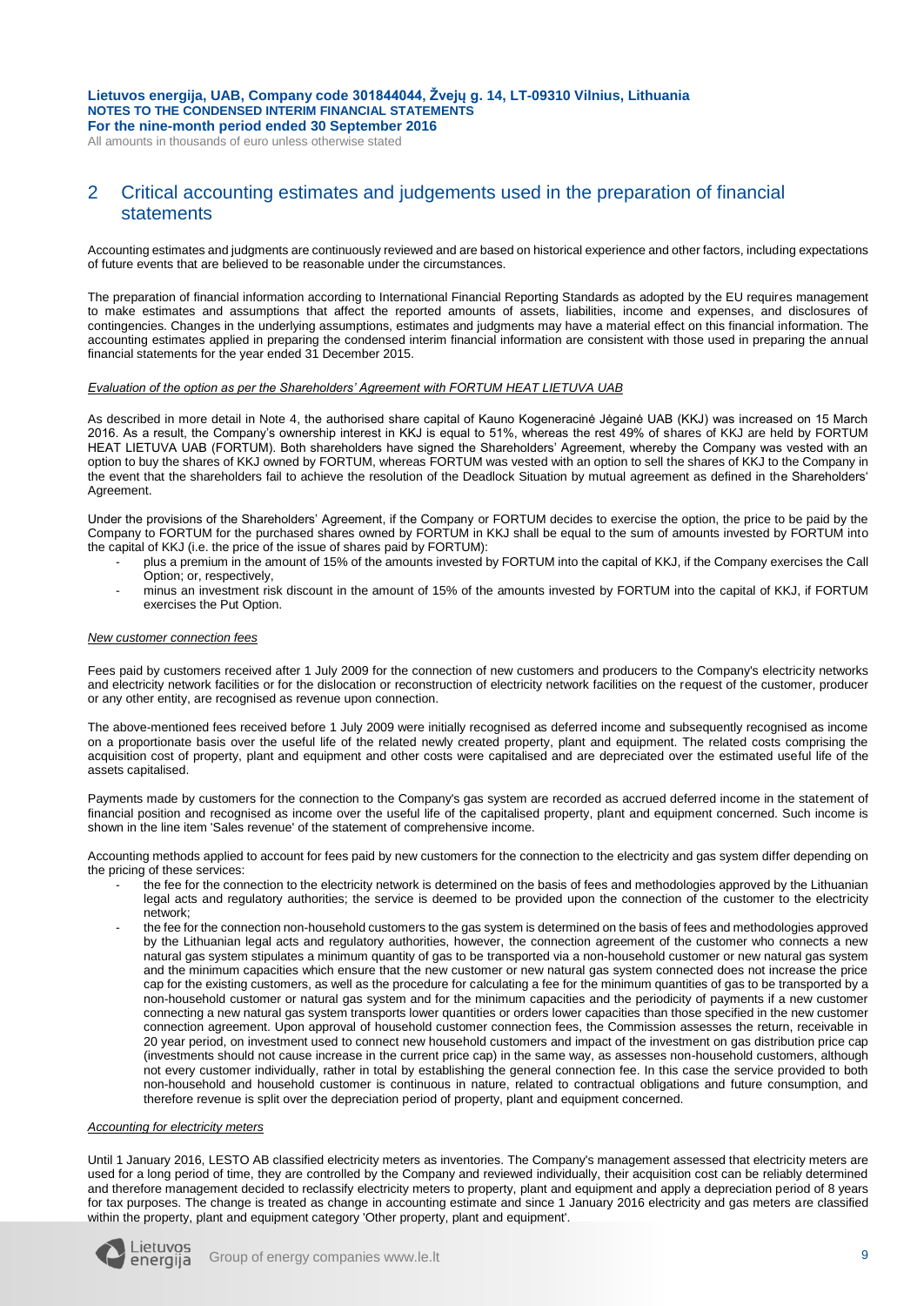## 2 Critical accounting estimates and judgements used in the preparation of financial statements

Accounting estimates and judgments are continuously reviewed and are based on historical experience and other factors, including expectations of future events that are believed to be reasonable under the circumstances.

The preparation of financial information according to International Financial Reporting Standards as adopted by the EU requires management to make estimates and assumptions that affect the reported amounts of assets, liabilities, income and expenses, and disclosures of contingencies. Changes in the underlying assumptions, estimates and judgments may have a material effect on this financial information. The accounting estimates applied in preparing the condensed interim financial information are consistent with those used in preparing the annual financial statements for the year ended 31 December 2015.

*Evaluation of the option as per the Shareholders' Agreement with FORTUM HEAT LIETUVA UAB*

As described in more detail in Note 4, the authorised share capital of Kauno Kogeneracinė Jėgainė UAB (KKJ) was increased on 15 March 2016. As a result, the Company's ownership interest in KKJ is equal to 51%, whereas the rest 49% of shares of KKJ are held by FORTUM HEAT LIETUVA UAB (FORTUM). Both shareholders have signed the Shareholders' Agreement, whereby the Company was vested with an option to buy the shares of KKJ owned by FORTUM, whereas FORTUM was vested with an option to sell the shares of KKJ to the Company in the event that the shareholders fail to achieve the resolution of the Deadlock Situation by mutual agreement as defined in the Shareholders' Agreement.

Under the provisions of the Shareholders' Agreement, if the Company or FORTUM decides to exercise the option, the price to be paid by the Company to FORTUM for the purchased shares owned by FORTUM in KKJ shall be equal to the sum of amounts invested by FORTUM into the capital of KKJ (i.e. the price of the issue of shares paid by FORTUM):

- plus a premium in the amount of 15% of the amounts invested by FORTUM into the capital of KKJ, if the Company exercises the Call Option; or, respectively,
- minus an investment risk discount in the amount of 15% of the amounts invested by FORTUM into the capital of KKJ, if FORTUM exercises the Put Option.

*New customer connection fees*

Fees paid by customers received after 1 July 2009 for the connection of new customers and producers to the Company's electricity networks and electricity network facilities or for the dislocation or reconstruction of electricity network facilities on the request of the customer, producer or any other entity, are recognised as revenue upon connection.

The above-mentioned fees received before 1 July 2009 were initially recognised as deferred income and subsequently recognised as income on a proportionate basis over the useful life of the related newly created property, plant and equipment. The related costs comprising the acquisition cost of property, plant and equipment and other costs were capitalised and are depreciated over the estimated useful life of the assets capitalised.

Payments made by customers for the connection to the Company's gas system are recorded as accrued deferred income in the statement of financial position and recognised as income over the useful life of the capitalised property, plant and equipment concerned. Such income is shown in the line item 'Sales revenue' of the statement of comprehensive income.

Accounting methods applied to account for fees paid by new customers for the connection to the electricity and gas system differ depending on the pricing of these services:

- the fee for the connection to the electricity network is determined on the basis of fees and methodologies approved by the Lithuanian legal acts and regulatory authorities; the service is deemed to be provided upon the connection of the customer to the electricity network;
- the fee for the connection non-household customers to the gas system is determined on the basis of fees and methodologies approved by the Lithuanian legal acts and regulatory authorities, however, the connection agreement of the customer who connects a new natural gas system stipulates a minimum quantity of gas to be transported via a non-household customer or new natural gas system and the minimum capacities which ensure that the new customer or new natural gas system connected does not increase the price cap for the existing customers, as well as the procedure for calculating a fee for the minimum quantities of gas to be transported by a non-household customer or natural gas system and for the minimum capacities and the periodicity of payments if a new customer connecting a new natural gas system transports lower quantities or orders lower capacities than those specified in the new customer connection agreement. Upon approval of household customer connection fees, the Commission assesses the return, receivable in 20 year period, on investment used to connect new household customers and impact of the investment on gas distribution price cap (investments should not cause increase in the current price cap) in the same way, as assesses non-household customers, although not every customer individually, rather in total by establishing the general connection fee. In this case the service provided to both non-household and household customer is continuous in nature, related to contractual obligations and future consumption, and therefore revenue is split over the depreciation period of property, plant and equipment concerned.

*Accounting for electricity meters*

Until 1 January 2016, LESTO AB classified electricity meters as inventories. The Company's management assessed that electricity meters are used for a long period of time, they are controlled by the Company and reviewed individually, their acquisition cost can be reliably determined and therefore management decided to reclassify electricity meters to property, plant and equipment and apply a depreciation period of 8 years for tax purposes. The change is treated as change in accounting estimate and since 1 January 2016 electricity and gas meters are classified within the property, plant and equipment category 'Other property, plant and equipment'.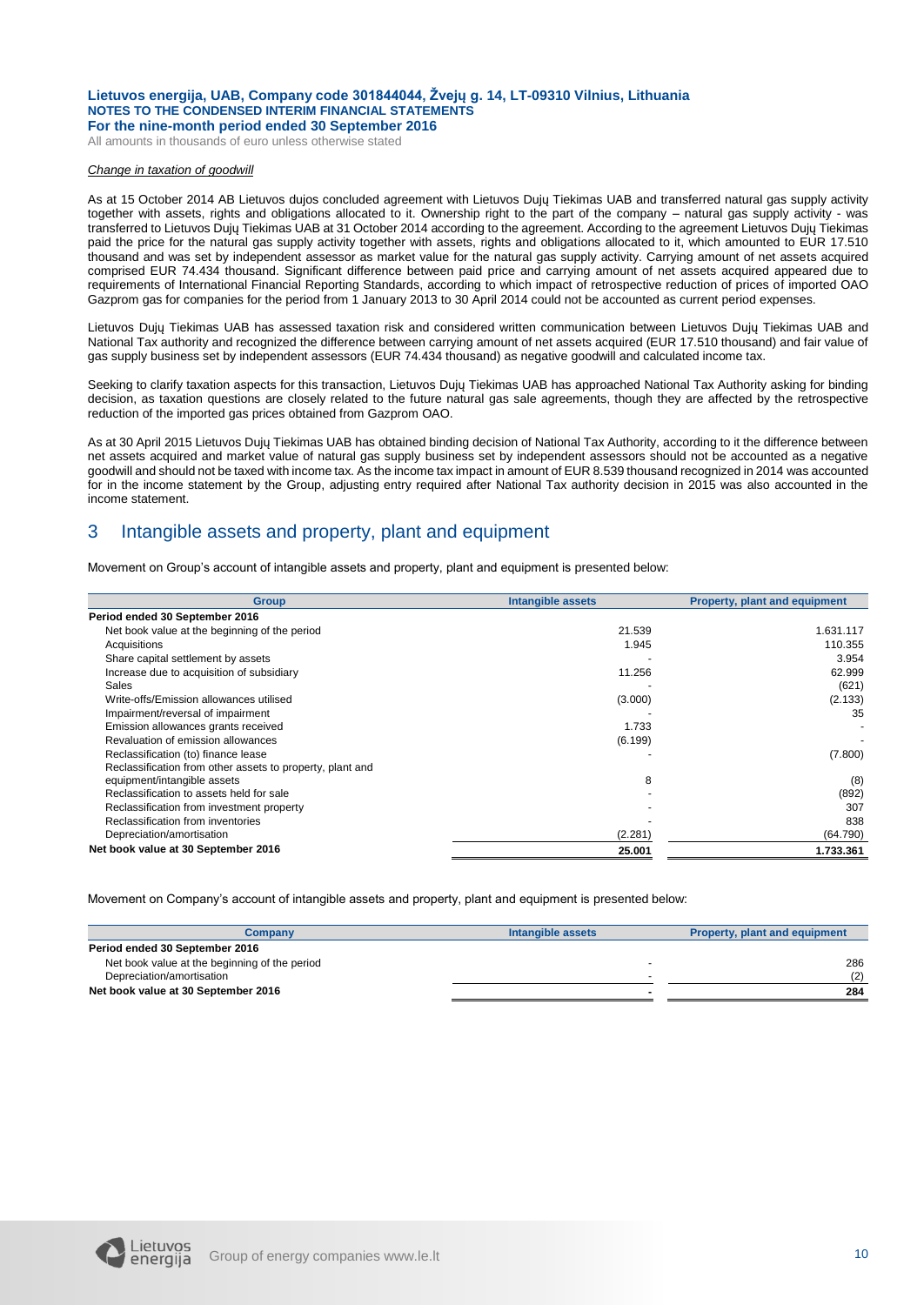*Change in taxation of goodwill*

As at 15 October 2014 AB Lietuvos dujos concluded agreement with Lietuvos Dujų Tiekimas UAB and transferred natural gas supply activity together with assets, rights and obligations allocated to it. Ownership right to the part of the company – natural gas supply activity - was transferred to Lietuvos Dujų Tiekimas UAB at 31 October 2014 according to the agreement. According to the agreement Lietuvos Dujų Tiekimas paid the price for the natural gas supply activity together with assets, rights and obligations allocated to it, which amounted to EUR 17.510 thousand and was set by independent assessor as market value for the natural gas supply activity. Carrying amount of net assets acquired comprised EUR 74.434 thousand. Significant difference between paid price and carrying amount of net assets acquired appeared due to requirements of International Financial Reporting Standards, according to which impact of retrospective reduction of prices of imported OAO Gazprom gas for companies for the period from 1 January 2013 to 30 April 2014 could not be accounted as current period expenses.

Lietuvos Dujų Tiekimas UAB has assessed taxation risk and considered written communication between Lietuvos Dujų Tiekimas UAB and National Tax authority and recognized the difference between carrying amount of net assets acquired (EUR 17.510 thousand) and fair value of gas supply business set by independent assessors (EUR 74.434 thousand) as negative goodwill and calculated income tax.

Seeking to clarify taxation aspects for this transaction, Lietuvos Dujų Tiekimas UAB has approached National Tax Authority asking for binding decision, as taxation questions are closely related to the future natural gas sale agreements, though they are affected by the retrospective reduction of the imported gas prices obtained from Gazprom OAO.

As at 30 April 2015 Lietuvos Dujų Tiekimas UAB has obtained binding decision of National Tax Authority, according to it the difference between net assets acquired and market value of natural gas supply business set by independent assessors should not be accounted as a negative goodwill and should not be taxed with income tax. As the income tax impact in amount of EUR 8.539 thousand recognized in 2014 was accounted for in the income statement by the Group, adjusting entry required after National Tax authority decision in 2015 was also accounted in the income statement.

## 3 Intangible assets and property, plant and equipment

Movement on Group's account of intangible assets and property, plant and equipment is presented below:

| Group | Intangible assets | Property, plant and equipment |
|---|---|---|
| **Period ended 30 September 2016** | | |
| Net book value at the beginning of the period | 21.539 | 1.631.117 |
| Acquisitions | 1.945 | 110.355 |
| Share capital settlement by assets | - | 3.954 |
| Increase due to acquisition of subsidiary | 11.256 | 62.999 |
| Sales | - | (621) |
| Write-offs/Emission allowances utilised | (3.000) | (2.133) |
| Impairment/reversal of impairment | - | 35 |
| Emission allowances grants received | 1.733 | - |
| Revaluation of emission allowances | (6.199) | - |
| Reclassification (to) finance lease | - | (7.800) |
| Reclassification from other assets to property, plant and equipment/intangible assets | 8 | (8) |
| Reclassification to assets held for sale | - | (892) |
| Reclassification from investment property | - | 307 |
| Reclassification from inventories | - | 838 |
| Depreciation/amortisation | (2.281) | (64.790) |
| **Net book value at 30 September 2016** | **25.001** | **1.733.361** |

Movement on Company's account of intangible assets and property, plant and equipment is presented below:

| Company | Intangible assets | Property, plant and equipment |
|---|---|---|
| **Period ended 30 September 2016** | | |
| Net book value at the beginning of the period | - | 286 |
| Depreciation/amortisation | - | (2) |
| **Net book value at 30 September 2016** | **-** | **284** |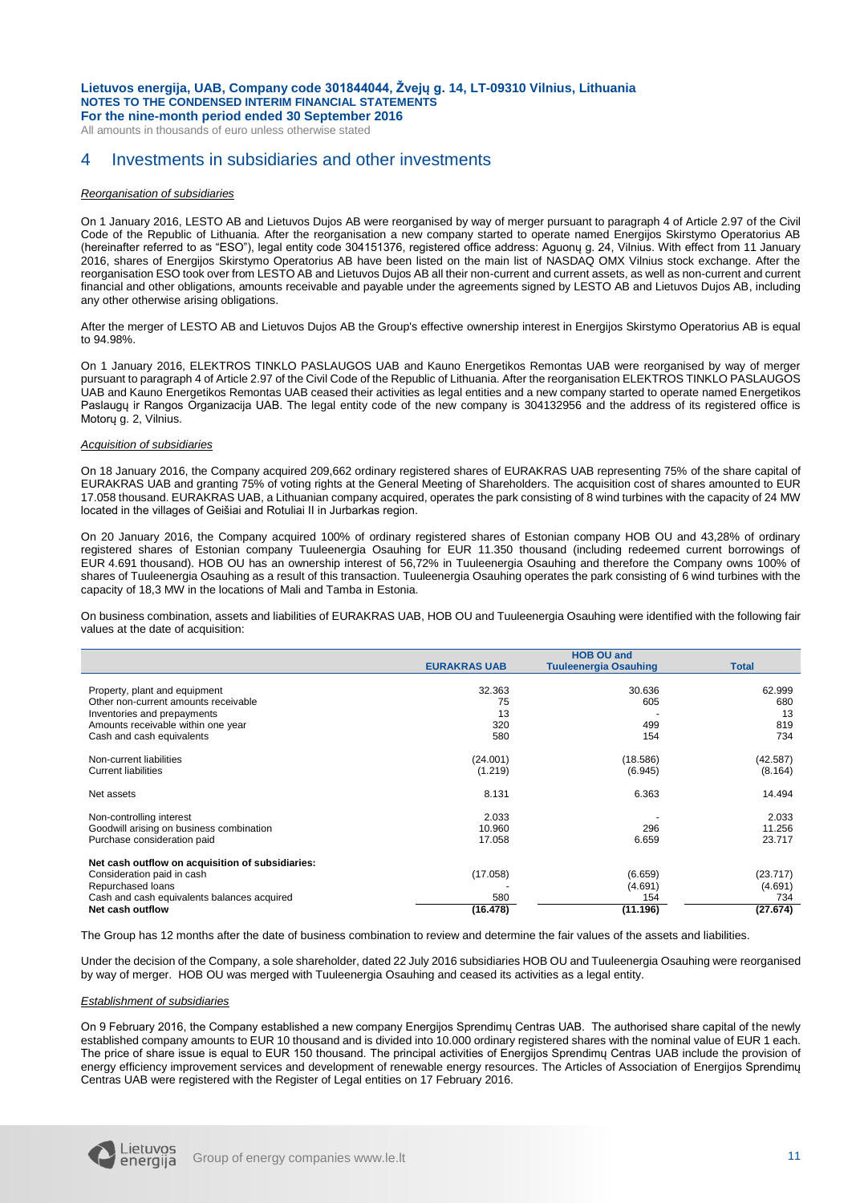# 4 Investments in subsidiaries and other investments

*Reorganisation of subsidiaries*

On 1 January 2016, LESTO AB and Lietuvos Dujos AB were reorganised by way of merger pursuant to paragraph 4 of Article 2.97 of the Civil Code of the Republic of Lithuania. After the reorganisation a new company started to operate named Energijos Skirstymo Operatorius AB (hereinafter referred to as "ESO"), legal entity code 304151376, registered office address: Aguonų g. 24, Vilnius. With effect from 11 January 2016, shares of Energijos Skirstymo Operatorius AB have been listed on the main list of NASDAQ OMX Vilnius stock exchange. After the reorganisation ESO took over from LESTO AB and Lietuvos Dujos AB all their non-current and current assets, as well as non-current and current financial and other obligations, amounts receivable and payable under the agreements signed by LESTO AB and Lietuvos Dujos AB, including any other otherwise arising obligations.

After the merger of LESTO AB and Lietuvos Dujos AB the Group's effective ownership interest in Energijos Skirstymo Operatorius AB is equal to 94.98%.

On 1 January 2016, ELEKTROS TINKLO PASLAUGOS UAB and Kauno Energetikos Remontas UAB were reorganised by way of merger pursuant to paragraph 4 of Article 2.97 of the Civil Code of the Republic of Lithuania. After the reorganisation ELEKTROS TINKLO PASLAUGOS UAB and Kauno Energetikos Remontas UAB ceased their activities as legal entities and a new company started to operate named Energetikos Paslaugų ir Rangos Organizacija UAB. The legal entity code of the new company is 304132956 and the address of its registered office is Motorų g. 2, Vilnius.

*Acquisition of subsidiaries*

On 18 January 2016, the Company acquired 209,662 ordinary registered shares of EURAKRAS UAB representing 75% of the share capital of EURAKRAS UAB and granting 75% of voting rights at the General Meeting of Shareholders. The acquisition cost of shares amounted to EUR 17.058 thousand. EURAKRAS UAB, a Lithuanian company acquired, operates the park consisting of 8 wind turbines with the capacity of 24 MW located in the villages of Geišiai and Rotuliai II in Jurbarkas region.

On 20 January 2016, the Company acquired 100% of ordinary registered shares of Estonian company HOB OU and 43,28% of ordinary registered shares of Estonian company Tuuleenergia Osauhing for EUR 11.350 thousand (including redeemed current borrowings of EUR 4.691 thousand). HOB OU has an ownership interest of 56,72% in Tuuleenergia Osauhing and therefore the Company owns 100% of shares of Tuuleenergia Osauhing as a result of this transaction. Tuuleenergia Osauhing operates the park consisting of 6 wind turbines with the capacity of 18,3 MW in the locations of Mali and Tamba in Estonia.

On business combination, assets and liabilities of EURAKRAS UAB, HOB OU and Tuuleenergia Osauhing were identified with the following fair values at the date of acquisition:

| | EURAKRAS UAB | HOB OU and Tuuleenergia Osauhing | Total |
|---|---|---|---|
| Property, plant and equipment | 32.363 | 30.636 | 62.999 |
| Other non-current amounts receivable | 75 | 605 | 680 |
| Inventories and prepayments | 13 | - | 13 |
| Amounts receivable within one year | 320 | 499 | 819 |
| Cash and cash equivalents | 580 | 154 | 734 |
| Non-current liabilities | (24.001) | (18.586) | (42.587) |
| Current liabilities | (1.219) | (6.945) | (8.164) |
| Net assets | 8.131 | 6.363 | 14.494 |
| Non-controlling interest | 2.033 | - | 2.033 |
| Goodwill arising on business combination | 10.960 | 296 | 11.256 |
| Purchase consideration paid | 17.058 | 6.659 | 23.717 |
| **Net cash outflow on acquisition of subsidiaries:** | | | |
| Consideration paid in cash | (17.058) | (6.659) | (23.717) |
| Repurchased loans | - | (4.691) | (4.691) |
| Cash and cash equivalents balances acquired | 580 | 154 | 734 |
| **Net cash outflow** | **(16.478)** | **(11.196)** | **(27.674)** |

The Group has 12 months after the date of business combination to review and determine the fair values of the assets and liabilities.

Under the decision of the Company, a sole shareholder, dated 22 July 2016 subsidiaries HOB OU and Tuuleenergia Osauhing were reorganised by way of merger. HOB OU was merged with Tuuleenergia Osauhing and ceased its activities as a legal entity.

*Establishment of subsidiaries*

On 9 February 2016, the Company established a new company Energijos Sprendimų Centras UAB. The authorised share capital of the newly established company amounts to EUR 10 thousand and is divided into 10.000 ordinary registered shares with the nominal value of EUR 1 each. The price of share issue is equal to EUR 150 thousand. The principal activities of Energijos Sprendimų Centras UAB include the provision of energy efficiency improvement services and development of renewable energy resources. The Articles of Association of Energijos Sprendimų Centras UAB were registered with the Register of Legal entities on 17 February 2016.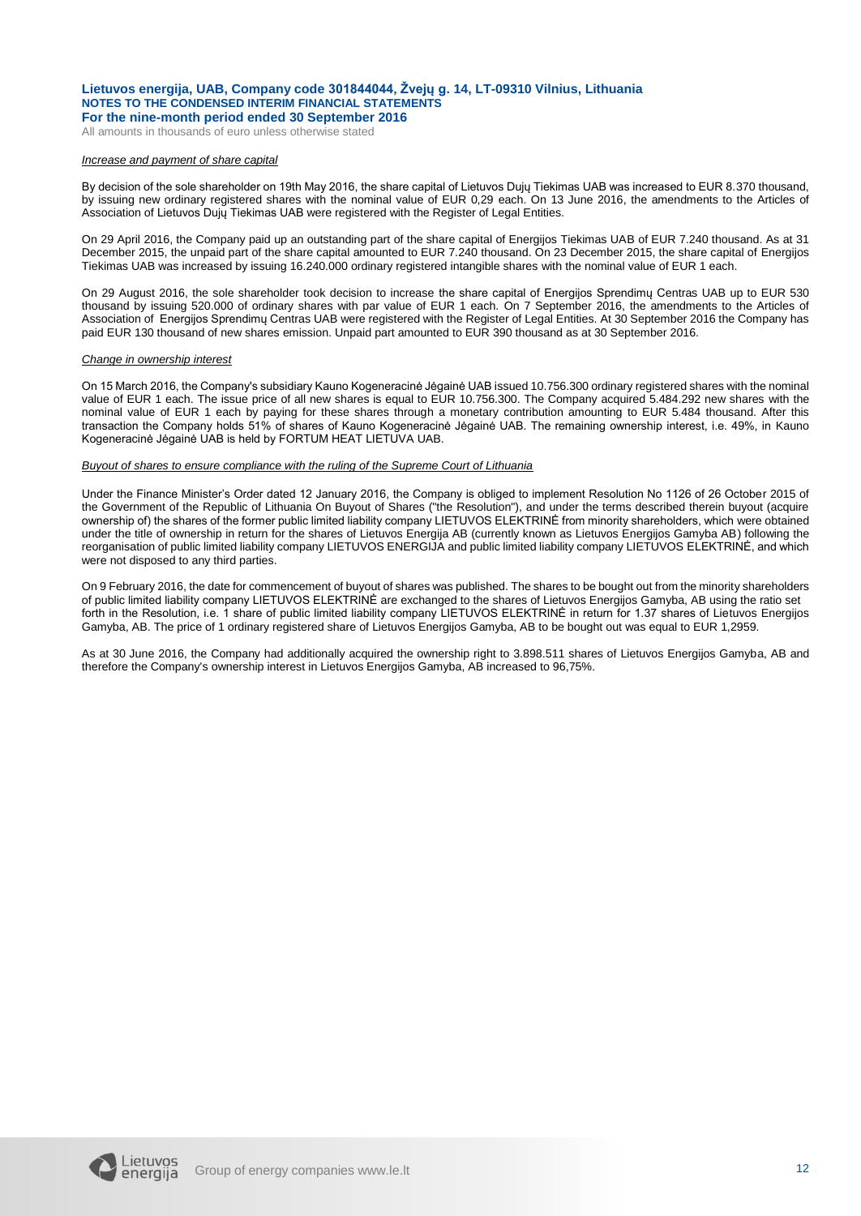*Increase and payment of share capital*

By decision of the sole shareholder on 19th May 2016, the share capital of Lietuvos Dujų Tiekimas UAB was increased to EUR 8.370 thousand, by issuing new ordinary registered shares with the nominal value of EUR 0,29 each. On 13 June 2016, the amendments to the Articles of Association of Lietuvos Dujų Tiekimas UAB were registered with the Register of Legal Entities.

On 29 April 2016, the Company paid up an outstanding part of the share capital of Energijos Tiekimas UAB of EUR 7.240 thousand. As at 31 December 2015, the unpaid part of the share capital amounted to EUR 7.240 thousand. On 23 December 2015, the share capital of Energijos Tiekimas UAB was increased by issuing 16.240.000 ordinary registered intangible shares with the nominal value of EUR 1 each.

On 29 August 2016, the sole shareholder took decision to increase the share capital of Energijos Sprendimų Centras UAB up to EUR 530 thousand by issuing 520.000 of ordinary shares with par value of EUR 1 each. On 7 September 2016, the amendments to the Articles of Association of Energijos Sprendimų Centras UAB were registered with the Register of Legal Entities. At 30 September 2016 the Company has paid EUR 130 thousand of new shares emission. Unpaid part amounted to EUR 390 thousand as at 30 September 2016.

*Change in ownership interest*

On 15 March 2016, the Company's subsidiary Kauno Kogeneracinė Jėgainė UAB issued 10.756.300 ordinary registered shares with the nominal value of EUR 1 each. The issue price of all new shares is equal to EUR 10.756.300. The Company acquired 5.484.292 new shares with the nominal value of EUR 1 each by paying for these shares through a monetary contribution amounting to EUR 5.484 thousand. After this transaction the Company holds 51% of shares of Kauno Kogeneracinė Jėgainė UAB. The remaining ownership interest, i.e. 49%, in Kauno Kogeneracinė Jėgainė UAB is held by FORTUM HEAT LIETUVA UAB.

*Buyout of shares to ensure compliance with the ruling of the Supreme Court of Lithuania*

Under the Finance Minister's Order dated 12 January 2016, the Company is obliged to implement Resolution No 1126 of 26 October 2015 of the Government of the Republic of Lithuania On Buyout of Shares ("the Resolution"), and under the terms described therein buyout (acquire ownership of) the shares of the former public limited liability company LIETUVOS ELEKTRINĖ from minority shareholders, which were obtained under the title of ownership in return for the shares of Lietuvos Energija AB (currently known as Lietuvos Energijos Gamyba AB) following the reorganisation of public limited liability company LIETUVOS ENERGIJA and public limited liability company LIETUVOS ELEKTRINĖ, and which were not disposed to any third parties.

On 9 February 2016, the date for commencement of buyout of shares was published. The shares to be bought out from the minority shareholders of public limited liability company LIETUVOS ELEKTRINĖ are exchanged to the shares of Lietuvos Energijos Gamyba, AB using the ratio set forth in the Resolution, i.e. 1 share of public limited liability company LIETUVOS ELEKTRINĖ in return for 1.37 shares of Lietuvos Energijos Gamyba, AB. The price of 1 ordinary registered share of Lietuvos Energijos Gamyba, AB to be bought out was equal to EUR 1,2959.

As at 30 June 2016, the Company had additionally acquired the ownership right to 3.898.511 shares of Lietuvos Energijos Gamyba, AB and therefore the Company's ownership interest in Lietuvos Energijos Gamyba, AB increased to 96,75%.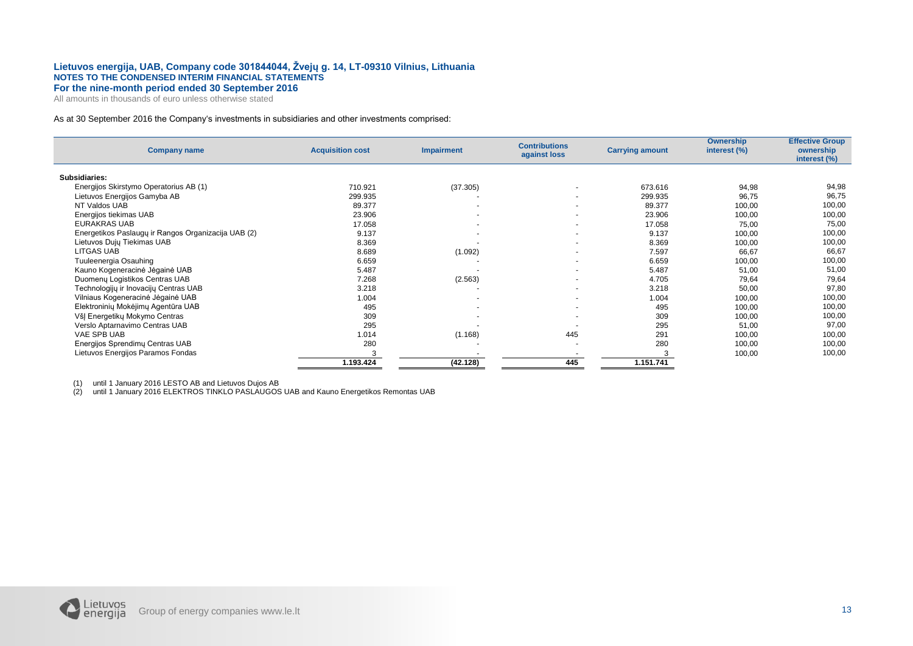As at 30 September 2016 the Company's investments in subsidiaries and other investments comprised:

| Company name | Acquisition cost | Impairment | Contributions against loss | Carrying amount | Ownership interest (%) | Effective Group ownership interest (%) |
|---|---|---|---|---|---|---|
| **Subsidiaries:** | | | | | | |
| Energijos Skirstymo Operatorius AB (1) | 710.921 | (37.305) | - | 673.616 | 94,98 | 94,98 |
| Lietuvos Energijos Gamyba AB | 299.935 | - | - | 299.935 | 96,75 | 96,75 |
| NT Valdos UAB | 89.377 | - | - | 89.377 | 100,00 | 100,00 |
| Energijos tiekimas UAB | 23.906 | - | - | 23.906 | 100,00 | 100,00 |
| EURAKRAS UAB | 17.058 | - | - | 17.058 | 75,00 | 75,00 |
| Energetikos Paslaugų ir Rangos Organizacija UAB (2) | 9.137 | - | - | 9.137 | 100,00 | 100,00 |
| Lietuvos Dujų Tiekimas UAB | 8.369 | - | - | 8.369 | 100,00 | 100,00 |
| LITGAS UAB | 8.689 | (1.092) | - | 7.597 | 66,67 | 66,67 |
| Tuuleenergia Osauhing | 6.659 | - | - | 6.659 | 100,00 | 100,00 |
| Kauno Kogeneracinė Jėgainė UAB | 5.487 | - | - | 5.487 | 51,00 | 51,00 |
| Duomenų Logistikos Centras UAB | 7.268 | (2.563) | - | 4.705 | 79,64 | 79,64 |
| Technologijų ir Inovacijų Centras UAB | 3.218 | - | - | 3.218 | 50,00 | 97,80 |
| Vilniaus Kogeneracinė Jėgainė UAB | 1.004 | - | - | 1.004 | 100,00 | 100,00 |
| Elektroninių Mokėjimų Agentūra UAB | 495 | - | - | 495 | 100,00 | 100,00 |
| VšĮ Energetikų Mokymo Centras | 309 | - | - | 309 | 100,00 | 100,00 |
| Verslo Aptarnavimo Centras UAB | 295 | - | - | 295 | 51,00 | 97,00 |
| VAE SPB UAB | 1.014 | (1.168) | 445 | 291 | 100,00 | 100,00 |
| Energijos Sprendimų Centras UAB | 280 | - | - | 280 | 100,00 | 100,00 |
| Lietuvos Energijos Paramos Fondas | 3 | - | - | 3 | 100,00 | 100,00 |
| | **1.193.424** | **(42.128)** | **445** | **1.151.741** | | |

(1) until 1 January 2016 LESTO AB and Lietuvos Dujos AB

(2) until 1 January 2016 ELEKTROS TINKLO PASLAUGOS UAB and Kauno Energetikos Remontas UAB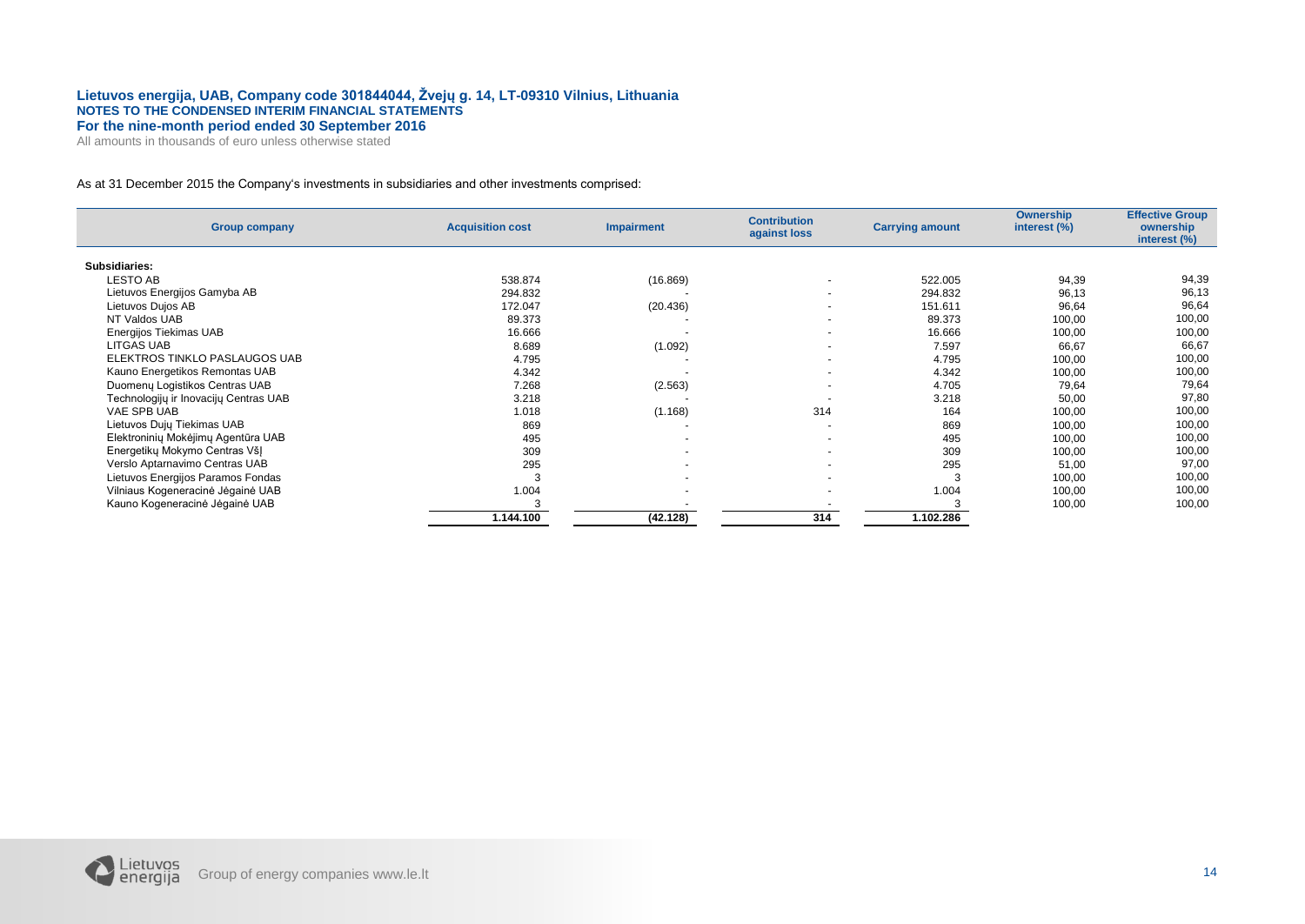As at 31 December 2015 the Company's investments in subsidiaries and other investments comprised:

| Group company | Acquisition cost | Impairment | Contribution against loss | Carrying amount | Ownership interest (%) | Effective Group ownership interest (%) |
|---|---|---|---|---|---|---|
| **Subsidiaries:** | | | | | | |
| LESTO AB | 538.874 | (16.869) | - | 522.005 | 94,39 | 94,39 |
| Lietuvos Energijos Gamyba AB | 294.832 | - | - | 294.832 | 96,13 | 96,13 |
| Lietuvos Dujos AB | 172.047 | (20.436) | - | 151.611 | 96,64 | 96,64 |
| NT Valdos UAB | 89.373 | - | - | 89.373 | 100,00 | 100,00 |
| Energijos Tiekimas UAB | 16.666 | - | - | 16.666 | 100,00 | 100,00 |
| LITGAS UAB | 8.689 | (1.092) | - | 7.597 | 66,67 | 66,67 |
| ELEKTROS TINKLO PASLAUGOS UAB | 4.795 | - | - | 4.795 | 100,00 | 100,00 |
| Kauno Energetikos Remontas UAB | 4.342 | - | - | 4.342 | 100,00 | 100,00 |
| Duomenų Logistikos Centras UAB | 7.268 | (2.563) | - | 4.705 | 79,64 | 79,64 |
| Technologijų ir Inovacijų Centras UAB | 3.218 | - | - | 3.218 | 50,00 | 97,80 |
| VAE SPB UAB | 1.018 | (1.168) | 314 | 164 | 100,00 | 100,00 |
| Lietuvos Dujų Tiekimas UAB | 869 | - | - | 869 | 100,00 | 100,00 |
| Elektroninių Mokėjimų Agentūra UAB | 495 | - | - | 495 | 100,00 | 100,00 |
| Energetikų Mokymo Centras VšĮ | 309 | - | - | 309 | 100,00 | 100,00 |
| Verslo Aptarnavimo Centras UAB | 295 | - | - | 295 | 51,00 | 97,00 |
| Lietuvos Energijos Paramos Fondas | 3 | - | - | 3 | 100,00 | 100,00 |
| Vilniaus Kogeneracinė Jėgainė UAB | 1.004 | - | - | 1.004 | 100,00 | 100,00 |
| Kauno Kogeneracinė Jėgainė UAB | 3 | - | - | 3 | 100,00 | 100,00 |
| | **1.144.100** | **(42.128)** | **314** | **1.102.286** | | |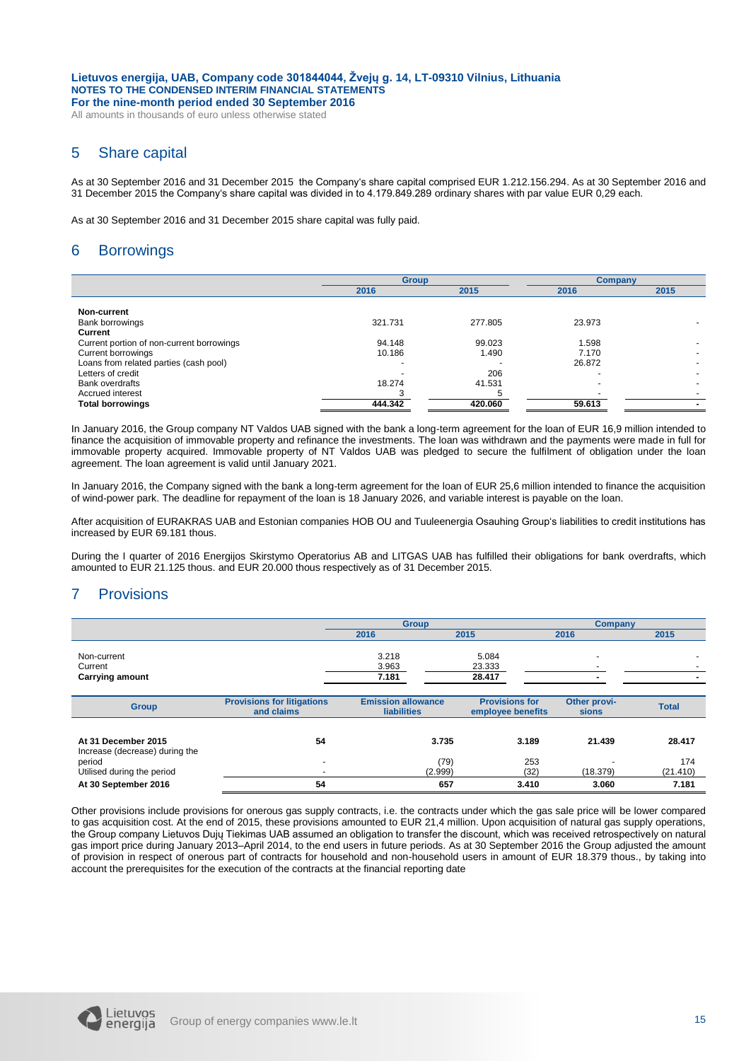## 5 Share capital

As at 30 September 2016 and 31 December 2015 the Company's share capital comprised EUR 1.212.156.294. As at 30 September 2016 and 31 December 2015 the Company's share capital was divided in to 4.179.849.289 ordinary shares with par value EUR 0,29 each.

As at 30 September 2016 and 31 December 2015 share capital was fully paid.

## 6 Borrowings

| | Group | | Company | |
|---|---|---|---|---|
| | 2016 | 2015 | 2016 | 2015 |
| **Non-current** | | | | |
| Bank borrowings | 321.731 | 277.805 | 23.973 | - |
| **Current** | | | | |
| Current portion of non-current borrowings | 94.148 | 99.023 | 1.598 | - |
| Current borrowings | 10.186 | 1.490 | 7.170 | - |
| Loans from related parties (cash pool) | - | - | 26.872 | - |
| Letters of credit | - | 206 | - | - |
| Bank overdrafts | 18.274 | 41.531 | - | - |
| Accrued interest | 3 | 5 | - | - |
| **Total borrowings** | **444.342** | **420.060** | **59.613** | **-** |

In January 2016, the Group company NT Valdos UAB signed with the bank a long-term agreement for the loan of EUR 16,9 million intended to finance the acquisition of immovable property and refinance the investments. The loan was withdrawn and the payments were made in full for immovable property acquired. Immovable property of NT Valdos UAB was pledged to secure the fulfilment of obligation under the loan agreement. The loan agreement is valid until January 2021.

In January 2016, the Company signed with the bank a long-term agreement for the loan of EUR 25,6 million intended to finance the acquisition of wind-power park. The deadline for repayment of the loan is 18 January 2026, and variable interest is payable on the loan.

After acquisition of EURAKRAS UAB and Estonian companies HOB OU and Tuuleenergia Osauhing Group's liabilities to credit institutions has increased by EUR 69.181 thous.

During the I quarter of 2016 Energijos Skirstymo Operatorius AB and LITGAS UAB has fulfilled their obligations for bank overdrafts, which amounted to EUR 21.125 thous. and EUR 20.000 thous respectively as of 31 December 2015.

## 7 Provisions

| | Group | | Company | |
|---|---|---|---|---|
| | 2016 | 2015 | 2016 | 2015 |
| Non-current | 3.218 | 5.084 | - | - |
| Current | 3.963 | 23.333 | - | - |
| **Carrying amount** | **7.181** | **28.417** | **-** | **-** |

| Group | Provisions for litigations and claims | Emission allowance liabilities | Provisions for employee benefits | Other provisions | Total |
|---|---|---|---|---|---|
| **At 31 December 2015** | **54** | **3.735** | **3.189** | **21.439** | **28.417** |
| Increase (decrease) during the period | - | (79) | 253 | - | 174 |
| Utilised during the period | - | (2.999) | (32) | (18.379) | (21.410) |
| **At 30 September 2016** | **54** | **657** | **3.410** | **3.060** | **7.181** |

Other provisions include provisions for onerous gas supply contracts, i.e. the contracts under which the gas sale price will be lower compared to gas acquisition cost. At the end of 2015, these provisions amounted to EUR 21,4 million. Upon acquisition of natural gas supply operations, the Group company Lietuvos Dujų Tiekimas UAB assumed an obligation to transfer the discount, which was received retrospectively on natural gas import price during January 2013–April 2014, to the end users in future periods. As at 30 September 2016 the Group adjusted the amount of provision in respect of onerous part of contracts for household and non-household users in amount of EUR 18.379 thous., by taking into account the prerequisites for the execution of the contracts at the financial reporting date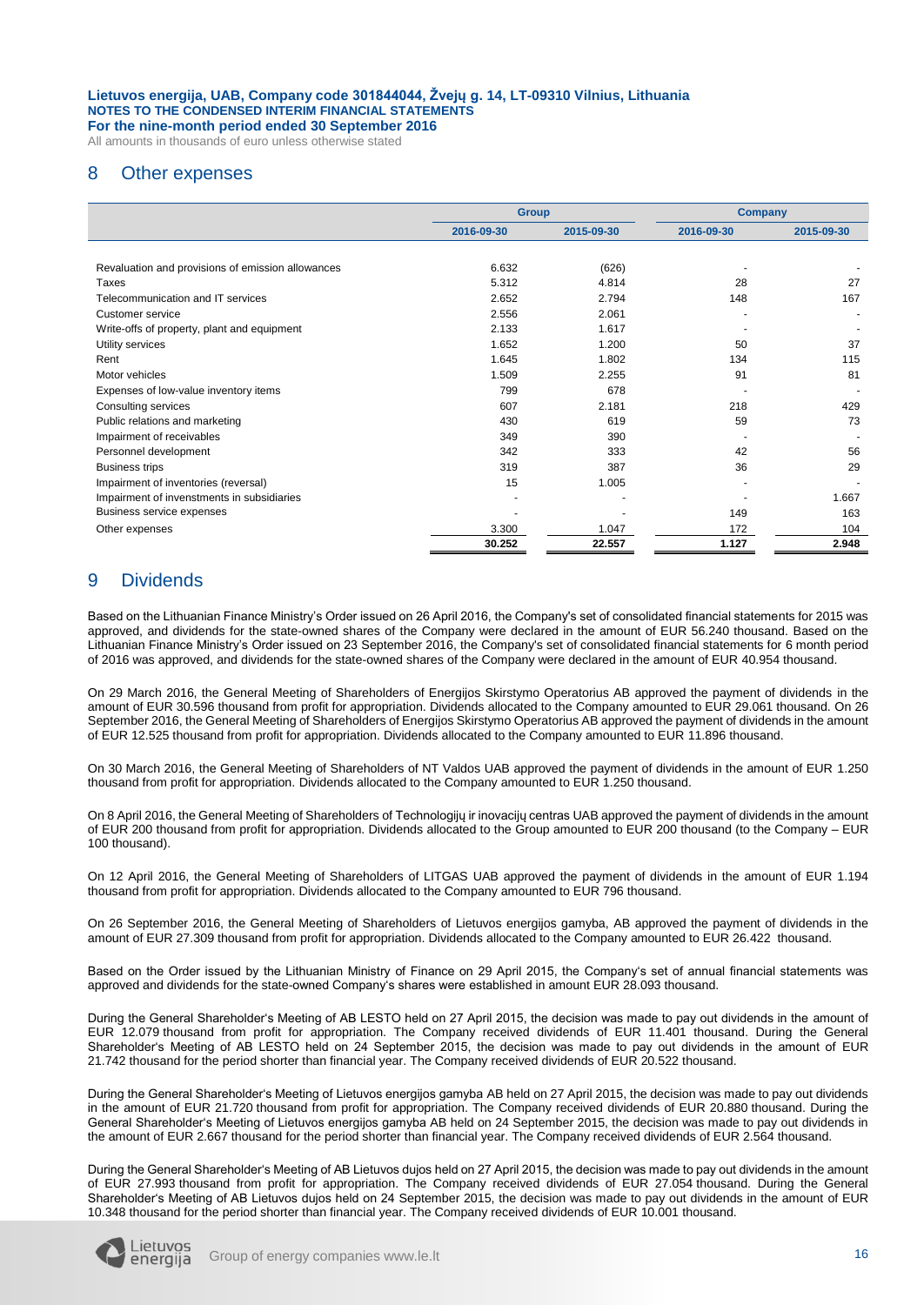## 8 Other expenses

| | Group | | Company | |
|---|---|---|---|---|
| | 2016-09-30 | 2015-09-30 | 2016-09-30 | 2015-09-30 |
| Revaluation and provisions of emission allowances | 6.632 | (626) | - | - |
| Taxes | 5.312 | 4.814 | 28 | 27 |
| Telecommunication and IT services | 2.652 | 2.794 | 148 | 167 |
| Customer service | 2.556 | 2.061 | - | - |
| Write-offs of property, plant and equipment | 2.133 | 1.617 | - | - |
| Utility services | 1.652 | 1.200 | 50 | 37 |
| Rent | 1.645 | 1.802 | 134 | 115 |
| Motor vehicles | 1.509 | 2.255 | 91 | 81 |
| Expenses of low-value inventory items | 799 | 678 | - | - |
| Consulting services | 607 | 2.181 | 218 | 429 |
| Public relations and marketing | 430 | 619 | 59 | 73 |
| Impairment of receivables | 349 | 390 | - | - |
| Personnel development | 342 | 333 | 42 | 56 |
| Business trips | 319 | 387 | 36 | 29 |
| Impairment of inventories (reversal) | 15 | 1.005 | - | - |
| Impairment of investments in subsidiaries | - | - | - | 1.667 |
| Business service expenses | - | - | 149 | 163 |
| Other expenses | 3.300 | 1.047 | 172 | 104 |
| | 30.252 | 22.557 | 1.127 | 2.948 |

## 9 Dividends

Based on the Lithuanian Finance Ministry's Order issued on 26 April 2016, the Company's set of consolidated financial statements for 2015 was approved, and dividends for the state-owned shares of the Company were declared in the amount of EUR 56.240 thousand. Based on the Lithuanian Finance Ministry's Order issued on 23 September 2016, the Company's set of consolidated financial statements for 6 month period of 2016 was approved, and dividends for the state-owned shares of the Company were declared in the amount of EUR 40.954 thousand.

On 29 March 2016, the General Meeting of Shareholders of Energijos Skirstymo Operatorius AB approved the payment of dividends in the amount of EUR 30.596 thousand from profit for appropriation. Dividends allocated to the Company amounted to EUR 29.061 thousand. On 26 September 2016, the General Meeting of Shareholders of Energijos Skirstymo Operatorius AB approved the payment of dividends in the amount of EUR 12.525 thousand from profit for appropriation. Dividends allocated to the Company amounted to EUR 11.896 thousand.

On 30 March 2016, the General Meeting of Shareholders of NT Valdos UAB approved the payment of dividends in the amount of EUR 1.250 thousand from profit for appropriation. Dividends allocated to the Company amounted to EUR 1.250 thousand.

On 8 April 2016, the General Meeting of Shareholders of Technologijų ir inovacijų centras UAB approved the payment of dividends in the amount of EUR 200 thousand from profit for appropriation. Dividends allocated to the Group amounted to EUR 200 thousand (to the Company – EUR 100 thousand).

On 12 April 2016, the General Meeting of Shareholders of LITGAS UAB approved the payment of dividends in the amount of EUR 1.194 thousand from profit for appropriation. Dividends allocated to the Company amounted to EUR 796 thousand.

On 26 September 2016, the General Meeting of Shareholders of Lietuvos energijos gamyba, AB approved the payment of dividends in the amount of EUR 27.309 thousand from profit for appropriation. Dividends allocated to the Company amounted to EUR 26.422 thousand.

Based on the Order issued by the Lithuanian Ministry of Finance on 29 April 2015, the Company's set of annual financial statements was approved and dividends for the state-owned Company's shares were established in amount EUR 28.093 thousand.

During the General Shareholder's Meeting of AB LESTO held on 27 April 2015, the decision was made to pay out dividends in the amount of EUR 12.079 thousand from profit for appropriation. The Company received dividends of EUR 11.401 thousand. During the General Shareholder's Meeting of AB LESTO held on 24 September 2015, the decision was made to pay out dividends in the amount of EUR 21.742 thousand for the period shorter than financial year. The Company received dividends of EUR 20.522 thousand.

During the General Shareholder's Meeting of Lietuvos energijos gamyba AB held on 27 April 2015, the decision was made to pay out dividends in the amount of EUR 21.720 thousand from profit for appropriation. The Company received dividends of EUR 20.880 thousand. During the General Shareholder's Meeting of Lietuvos energijos gamyba AB held on 24 September 2015, the decision was made to pay out dividends in the amount of EUR 2.667 thousand for the period shorter than financial year. The Company received dividends of EUR 2.564 thousand.

During the General Shareholder's Meeting of AB Lietuvos dujos held on 27 April 2015, the decision was made to pay out dividends in the amount of EUR 27.993 thousand from profit for appropriation. The Company received dividends of EUR 27.054 thousand. During the General Shareholder's Meeting of AB Lietuvos dujos held on 24 September 2015, the decision was made to pay out dividends in the amount of EUR 10.348 thousand for the period shorter than financial year. The Company received dividends of EUR 10.001 thousand.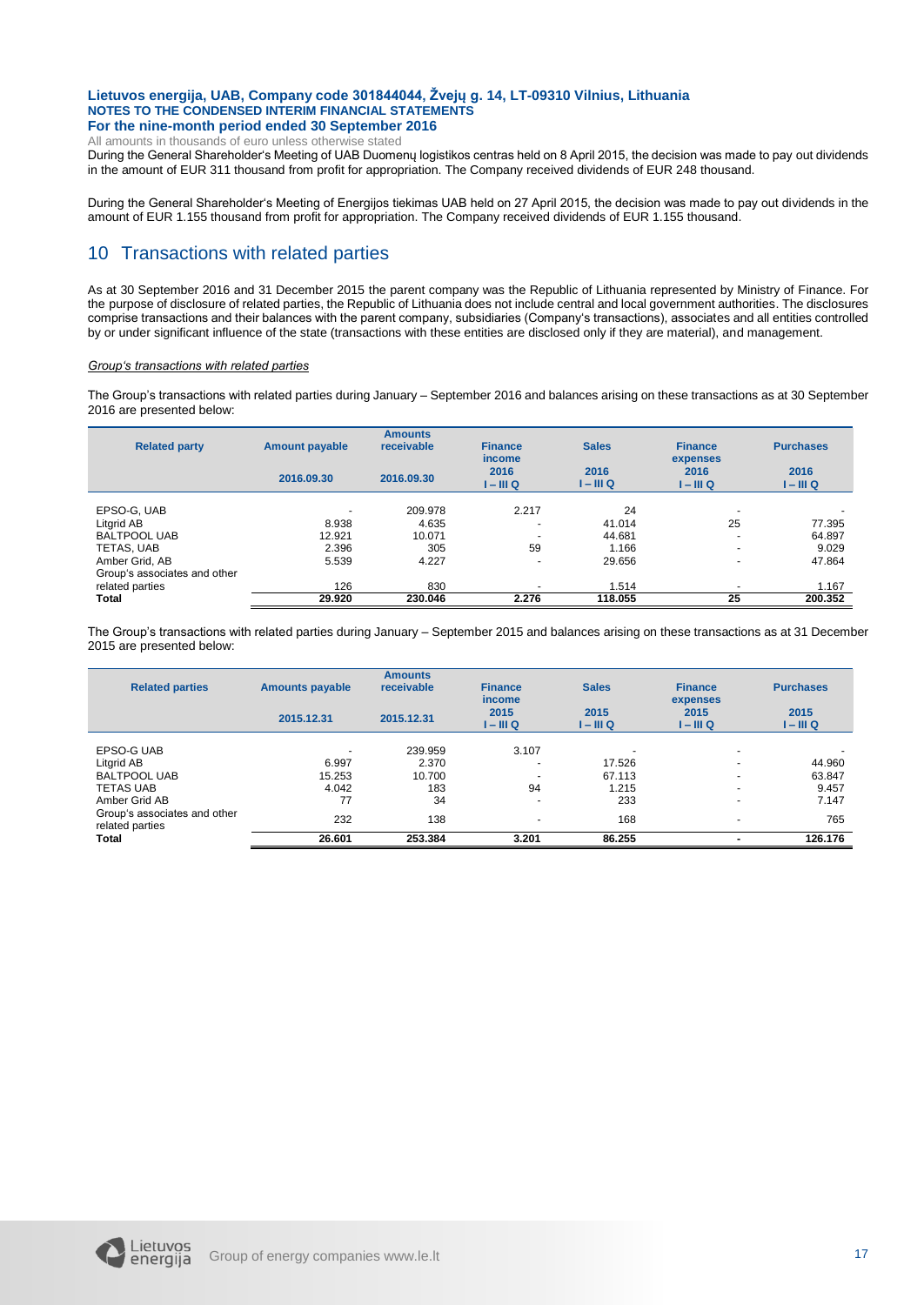During the General Shareholder's Meeting of UAB Duomenų logistikos centras held on 8 April 2015, the decision was made to pay out dividends in the amount of EUR 311 thousand from profit for appropriation. The Company received dividends of EUR 248 thousand.

During the General Shareholder's Meeting of Energijos tiekimas UAB held on 27 April 2015, the decision was made to pay out dividends in the amount of EUR 1.155 thousand from profit for appropriation. The Company received dividends of EUR 1.155 thousand.

## 10 Transactions with related parties

As at 30 September 2016 and 31 December 2015 the parent company was the Republic of Lithuania represented by Ministry of Finance. For the purpose of disclosure of related parties, the Republic of Lithuania does not include central and local government authorities. The disclosures comprise transactions and their balances with the parent company, subsidiaries (Company's transactions), associates and all entities controlled by or under significant influence of the state (transactions with these entities are disclosed only if they are material), and management.

*Group's transactions with related parties*

The Group's transactions with related parties during January – September 2016 and balances arising on these transactions as at 30 September 2016 are presented below:

| Related party | Amount payable | Amounts receivable | Finance income | Sales | Finance expenses | Purchases |
|---|---|---|---|---|---|---|
| | 2016.09.30 | 2016.09.30 | 2016 I – III Q | 2016 I – III Q | 2016 I – III Q | 2016 I – III Q |
| EPSO-G, UAB | - | 209.978 | 2.217 | 24 | - | - |
| Litgrid AB | 8.938 | 4.635 | - | 41.014 | 25 | 77.395 |
| BALTPOOL UAB | 12.921 | 10.071 | - | 44.681 | - | 64.897 |
| TETAS, UAB | 2.396 | 305 | 59 | 1.166 | - | 9.029 |
| Amber Grid, AB | 5.539 | 4.227 | - | 29.656 | - | 47.864 |
| Group's associates and other related parties | 126 | 830 | - | 1.514 | - | 1.167 |
| **Total** | **29.920** | **230.046** | **2.276** | **118.055** | **25** | **200.352** |

The Group's transactions with related parties during January – September 2015 and balances arising on these transactions as at 31 December 2015 are presented below:

| Related parties | Amounts payable | Amounts receivable | Finance income | Sales | Finance expenses | Purchases |
|---|---|---|---|---|---|---|
| | 2015.12.31 | 2015.12.31 | 2015 I – III Q | 2015 I – III Q | 2015 I – III Q | 2015 I – III Q |
| EPSO-G UAB | - | 239.959 | 3.107 | - | - | - |
| Litgrid AB | 6.997 | 2.370 | - | 17.526 | - | 44.960 |
| BALTPOOL UAB | 15.253 | 10.700 | - | 67.113 | - | 63.847 |
| TETAS UAB | 4.042 | 183 | 94 | 1.215 | - | 9.457 |
| Amber Grid AB | 77 | 34 | - | 233 | - | 7.147 |
| Group's associates and other related parties | 232 | 138 | - | 168 | - | 765 |
| **Total** | **26.601** | **253.384** | **3.201** | **86.255** | **-** | **126.176** |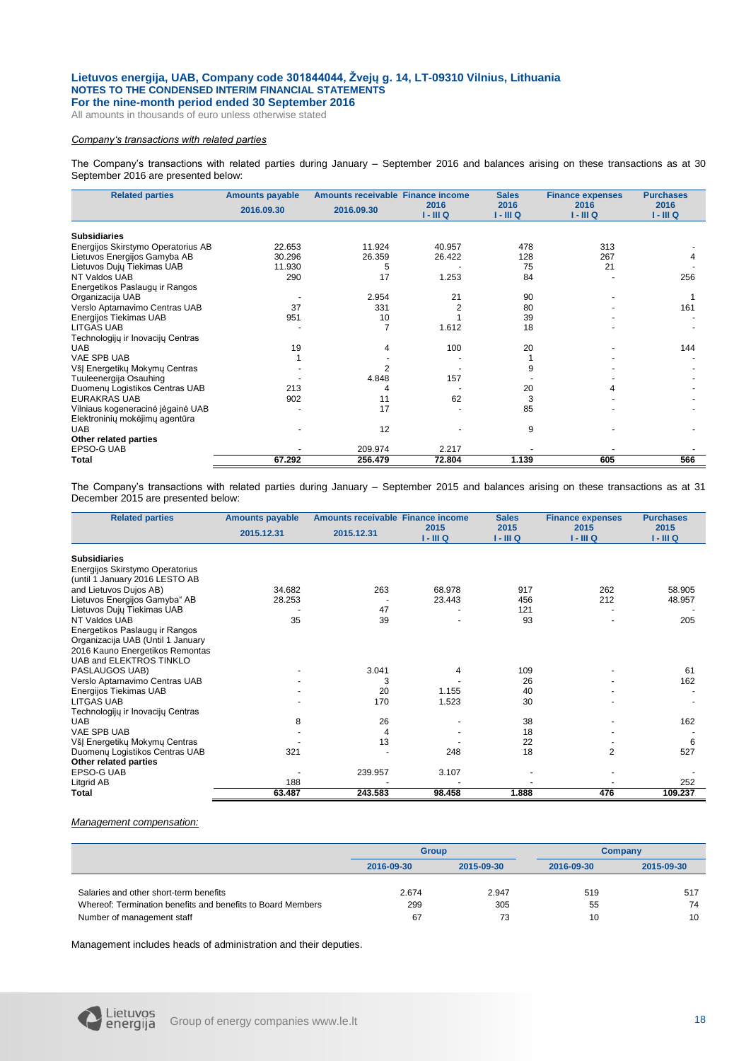## Lietuvos energija, UAB, Company code 301844044, Žvejų g. 14, LT-09310 Vilnius, Lithuania
**NOTES TO THE CONDENSED INTERIM FINANCIAL STATEMENTS**
**For the nine-month period ended 30 September 2016**

All amounts in thousands of euro unless otherwise stated

*Company's transactions with related parties*

The Company's transactions with related parties during January – September 2016 and balances arising on these transactions as at 30 September 2016 are presented below:

| Related parties | Amounts payable 2016.09.30 | Amounts receivable 2016.09.30 | Finance income 2016 I - III Q | Sales 2016 I - III Q | Finance expenses 2016 I - III Q | Purchases 2016 I - III Q |
|---|---|---|---|---|---|---|
| **Subsidiaries** | | | | | | |
| Energijos Skirstymo Operatorius AB | 22.653 | 11.924 | 40.957 | 478 | 313 | - |
| Lietuvos Energijos Gamyba AB | 30.296 | 26.359 | 26.422 | 128 | 267 | 4 |
| Lietuvos Dujų Tiekimas UAB | 11.930 | 5 | - | 75 | 21 | - |
| NT Valdos UAB | 290 | 17 | 1.253 | 84 | - | 256 |
| Energetikos Paslaugų ir Rangos Organizacija UAB | - | 2.954 | 21 | 90 | - | 1 |
| Verslo Aptarnavimo Centras UAB | 37 | 331 | 2 | 80 | - | 161 |
| Energijos Tiekimas UAB | 951 | 10 | 1 | 39 | - | - |
| LITGAS UAB | - | 7 | 1.612 | 18 | - | - |
| Technologijų ir Inovacijų Centras UAB | 19 | 4 | 100 | 20 | - | 144 |
| VAE SPB UAB | 1 | - | - | 1 | - | - |
| VšĮ Energetikų Mokymų Centras | - | 2 | - | 9 | - | - |
| Tuuleenergija Osauhing | - | 4.848 | 157 | - | - | - |
| Duomenų Logistikos Centras UAB | 213 | 4 | - | 20 | 4 | - |
| EURAKRAS UAB | 902 | 11 | 62 | 3 | - | - |
| Vilniaus kogeneracinė jėgainė UAB | - | 17 | - | 85 | - | - |
| Elektroninių mokėjimų agentūra UAB | - | 12 | - | 9 | - | - |
| **Other related parties** | | | | | | |
| EPSO-G UAB | - | 209.974 | 2.217 | - | - | - |
| **Total** | **67.292** | **256.479** | **72.804** | **1.139** | **605** | **566** |

The Company's transactions with related parties during January – September 2015 and balances arising on these transactions as at 31 December 2015 are presented below:

| Related parties | Amounts payable 2015.12.31 | Amounts receivable 2015.12.31 | Finance income 2015 I - III Q | Sales 2015 I - III Q | Finance expenses 2015 I - III Q | Purchases 2015 I - III Q |
|---|---|---|---|---|---|---|
| **Subsidiaries** | | | | | | |
| Energijos Skirstymo Operatorius (until 1 January 2016 LESTO AB and Lietuvos Dujos AB) | 34.682 | 263 | 68.978 | 917 | 262 | 58.905 |
| Lietuvos Energijos Gamyba" AB | 28.253 | - | 23.443 | 456 | 212 | 48.957 |
| Lietuvos Dujų Tiekimas UAB | - | 47 | - | 121 | - | - |
| NT Valdos UAB | 35 | 39 | - | 93 | - | 205 |
| Energetikos Paslaugų ir Rangos Organizacija UAB (Until 1 January 2016 Kauno Energetikos Remontas UAB and ELEKTROS TINKLO PASLAUGOS UAB) | - | 3.041 | 4 | 109 | - | 61 |
| Verslo Aptarnavimo Centras UAB | - | 3 | - | 26 | - | 162 |
| Energijos Tiekimas UAB | - | 20 | 1.155 | 40 | - | - |
| LITGAS UAB | - | 170 | 1.523 | 30 | - | - |
| Technologijų ir Inovacijų Centras UAB | 8 | 26 | - | 38 | - | 162 |
| VAE SPB UAB | - | 4 | - | 18 | - | - |
| VšĮ Energetikų Mokymų Centras | - | 13 | - | 22 | - | 6 |
| Duomenų Logistikos Centras UAB | 321 | - | 248 | 18 | 2 | 527 |
| **Other related parties** | | | | | | |
| EPSO-G UAB | - | 239.957 | 3.107 | - | - | - |
| Litgrid AB | 188 | - | - | - | - | 252 |
| **Total** | **63.487** | **243.583** | **98.458** | **1.888** | **476** | **109.237** |

*Management compensation:*

| | Group | | Company | |
|---|---|---|---|---|
| | 2016-09-30 | 2015-09-30 | 2016-09-30 | 2015-09-30 |
| Salaries and other short-term benefits | 2.674 | 2.947 | 519 | 517 |
| Whereof: Termination benefits and benefits to Board Members | 299 | 305 | 55 | 74 |
| Number of management staff | 67 | 73 | 10 | 10 |

Management includes heads of administration and their deputies.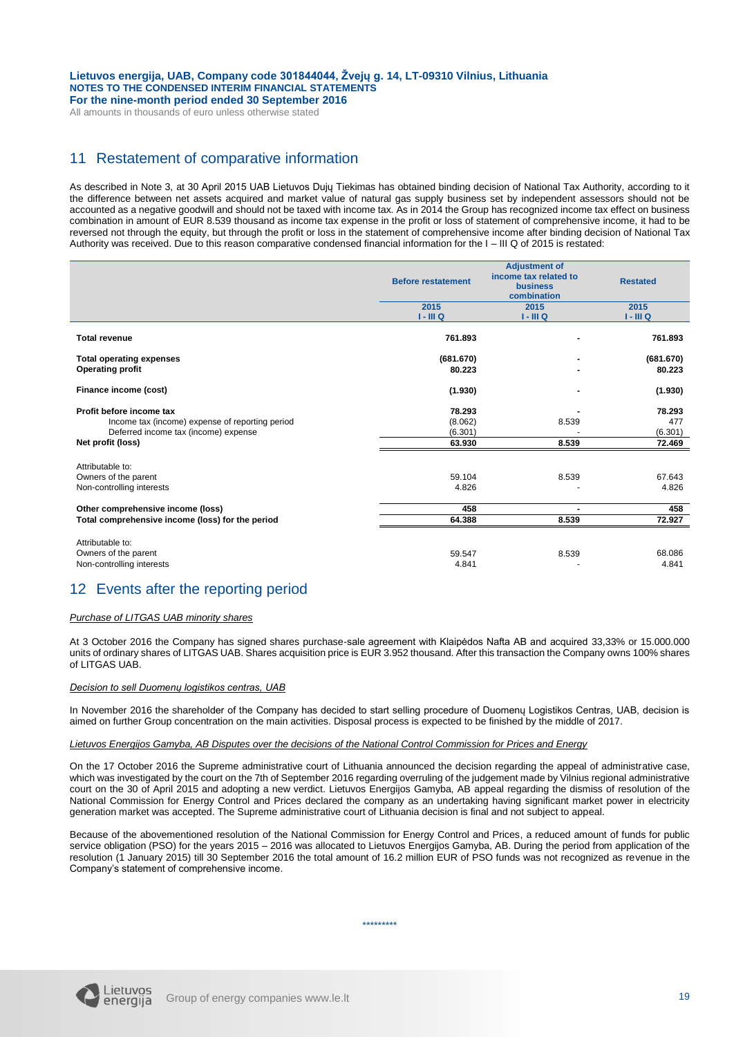## 11 Restatement of comparative information

As described in Note 3, at 30 April 2015 UAB Lietuvos Dujų Tiekimas has obtained binding decision of National Tax Authority, according to it the difference between net assets acquired and market value of natural gas supply business set by independent assessors should not be accounted as a negative goodwill and should not be taxed with income tax. As in 2014 the Group has recognized income tax effect on business combination in amount of EUR 8.539 thousand as income tax expense in the profit or loss of statement of comprehensive income, it had to be reversed not through the equity, but through the profit or loss in the statement of comprehensive income after binding decision of National Tax Authority was received. Due to this reason comparative condensed financial information for the I – III Q of 2015 is restated:

| | Before restatement | Adjustment of income tax related to business combination | Restated |
|---|---|---|---|
| | 2015 I - III Q | 2015 I - III Q | 2015 I - III Q |
| **Total revenue** | 761.893 | - | 761.893 |
| **Total operating expenses** | (681.670) | - | (681.670) |
| **Operating profit** | 80.223 | - | 80.223 |
| **Finance income (cost)** | (1.930) | - | (1.930) |
| **Profit before income tax** | 78.293 | - | 78.293 |
| Income tax (income) expense of reporting period | (8.062) | 8.539 | 477 |
| Deferred income tax (income) expense | (6.301) | - | (6.301) |
| **Net profit (loss)** | 63.930 | 8.539 | 72.469 |
| Attributable to: | | | |
| Owners of the parent | 59.104 | 8.539 | 67.643 |
| Non-controlling interests | 4.826 | - | 4.826 |
| **Other comprehensive income (loss)** | 458 | - | 458 |
| **Total comprehensive income (loss) for the period** | 64.388 | 8.539 | 72.927 |
| Attributable to: | | | |
| Owners of the parent | 59.547 | 8.539 | 68.086 |
| Non-controlling interests | 4.841 | - | 4.841 |

## 12 Events after the reporting period

*Purchase of LITGAS UAB minority shares*

At 3 October 2016 the Company has signed shares purchase-sale agreement with Klaipėdos Nafta AB and acquired 33,33% or 15.000.000 units of ordinary shares of LITGAS UAB. Shares acquisition price is EUR 3.952 thousand. After this transaction the Company owns 100% shares of LITGAS UAB.

*Decision to sell Duomenų logistikos centras, UAB*

In November 2016 the shareholder of the Company has decided to start selling procedure of Duomenų Logistikos Centras, UAB, decision is aimed on further Group concentration on the main activities. Disposal process is expected to be finished by the middle of 2017.

*Lietuvos Energijos Gamyba, AB Disputes over the decisions of the National Control Commission for Prices and Energy*

On the 17 October 2016 the Supreme administrative court of Lithuania announced the decision regarding the appeal of administrative case, which was investigated by the court on the 7th of September 2016 regarding overruling of the judgement made by Vilnius regional administrative court on the 30 of April 2015 and adopting a new verdict. Lietuvos Energijos Gamyba, AB appeal regarding the dismiss of resolution of the National Commission for Energy Control and Prices declared the company as an undertaking having significant market power in electricity generation market was accepted. The Supreme administrative court of Lithuania decision is final and not subject to appeal.

Because of the abovementioned resolution of the National Commission for Energy Control and Prices, a reduced amount of funds for public service obligation (PSO) for the years 2015 – 2016 was allocated to Lietuvos Energijos Gamyba, AB. During the period from application of the resolution (1 January 2015) till 30 September 2016 the total amount of 16.2 million EUR of PSO funds was not recognized as revenue in the Company's statement of comprehensive income.

*********